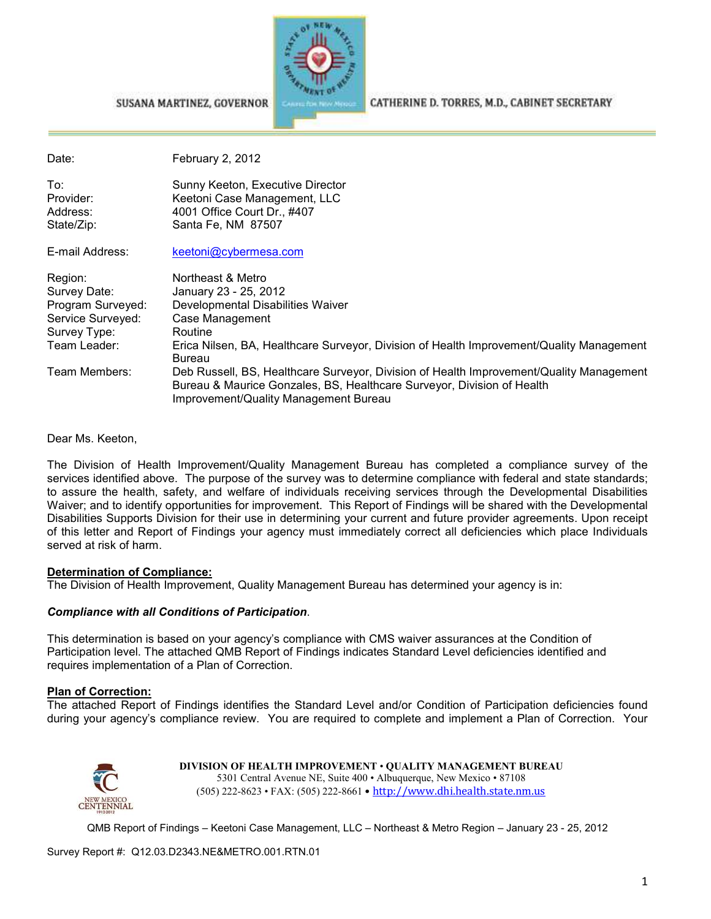SUSANA MARTINEZ, GOVERNOR CATHERINE D. TORRES, M.D., CABINET SECRETARY

| | |
|---|---|
| Date: | February 2, 2012 |
| To: | Sunny Keeton, Executive Director |
| Provider: | Keetoni Case Management, LLC |
| Address: | 4001 Office Court Dr., #407 |
| State/Zip: | Santa Fe, NM 87507 |
| E-mail Address: | keetoni@cybermesa.com |
| Region: | Northeast & Metro |
| Survey Date: | January 23 - 25, 2012 |
| Program Surveyed: | Developmental Disabilities Waiver |
| Service Surveyed: | Case Management |
| Survey Type: | Routine |
| Team Leader: | Erica Nilsen, BA, Healthcare Surveyor, Division of Health Improvement/Quality Management Bureau |
| Team Members: | Deb Russell, BS, Healthcare Surveyor, Division of Health Improvement/Quality Management Bureau & Maurice Gonzales, BS, Healthcare Surveyor, Division of Health Improvement/Quality Management Bureau |

Dear Ms. Keeton,

The Division of Health Improvement/Quality Management Bureau has completed a compliance survey of the services identified above. The purpose of the survey was to determine compliance with federal and state standards; to assure the health, safety, and welfare of individuals receiving services through the Developmental Disabilities Waiver; and to identify opportunities for improvement. This Report of Findings will be shared with the Developmental Disabilities Supports Division for their use in determining your current and future provider agreements. Upon receipt of this letter and Report of Findings your agency must immediately correct all deficiencies which place Individuals served at risk of harm.

**Determination of Compliance:**
The Division of Health Improvement, Quality Management Bureau has determined your agency is in:

***Compliance with all Conditions of Participation***.

This determination is based on your agency's compliance with CMS waiver assurances at the Condition of Participation level. The attached QMB Report of Findings indicates Standard Level deficiencies identified and requires implementation of a Plan of Correction.

**Plan of Correction:**
The attached Report of Findings identifies the Standard Level and/or Condition of Participation deficiencies found during your agency's compliance review. You are required to complete and implement a Plan of Correction. Your

DIVISION OF HEALTH IMPROVEMENT • QUALITY MANAGEMENT BUREAU
5301 Central Avenue NE, Suite 400 • Albuquerque, New Mexico • 87108
(505) 222-8623 • FAX: (505) 222-8661 • http://www.dhi.health.state.nm.us

QMB Report of Findings – Keetoni Case Management, LLC – Northeast & Metro Region – January 23 - 25, 2012

Survey Report #: Q12.03.D2343.NE&METRO.001.RTN.01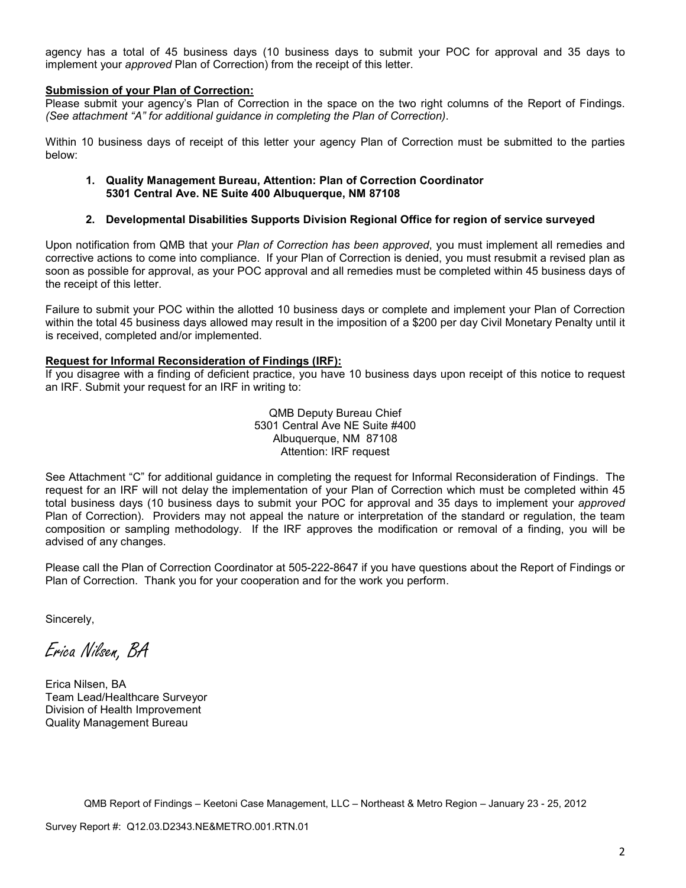agency has a total of 45 business days (10 business days to submit your POC for approval and 35 days to implement your *approved* Plan of Correction) from the receipt of this letter.

**Submission of your Plan of Correction:**

Please submit your agency's Plan of Correction in the space on the two right columns of the Report of Findings. *(See attachment "A" for additional guidance in completing the Plan of Correction)*.

Within 10 business days of receipt of this letter your agency Plan of Correction must be submitted to the parties below:

1. **Quality Management Bureau, Attention: Plan of Correction Coordinator 5301 Central Ave. NE Suite 400 Albuquerque, NM 87108**

2. **Developmental Disabilities Supports Division Regional Office for region of service surveyed**

Upon notification from QMB that your *Plan of Correction has been approved*, you must implement all remedies and corrective actions to come into compliance. If your Plan of Correction is denied, you must resubmit a revised plan as soon as possible for approval, as your POC approval and all remedies must be completed within 45 business days of the receipt of this letter.

Failure to submit your POC within the allotted 10 business days or complete and implement your Plan of Correction within the total 45 business days allowed may result in the imposition of a $200 per day Civil Monetary Penalty until it is received, completed and/or implemented.

**Request for Informal Reconsideration of Findings (IRF):**

If you disagree with a finding of deficient practice, you have 10 business days upon receipt of this notice to request an IRF. Submit your request for an IRF in writing to:

QMB Deputy Bureau Chief
5301 Central Ave NE Suite #400
Albuquerque, NM 87108
Attention: IRF request

See Attachment "C" for additional guidance in completing the request for Informal Reconsideration of Findings. The request for an IRF will not delay the implementation of your Plan of Correction which must be completed within 45 total business days (10 business days to submit your POC for approval and 35 days to implement your *approved* Plan of Correction). Providers may not appeal the nature or interpretation of the standard or regulation, the team composition or sampling methodology. If the IRF approves the modification or removal of a finding, you will be advised of any changes.

Please call the Plan of Correction Coordinator at 505-222-8647 if you have questions about the Report of Findings or Plan of Correction. Thank you for your cooperation and for the work you perform.

Sincerely,

*Erica Nilsen, BA*

Erica Nilsen, BA
Team Lead/Healthcare Surveyor
Division of Health Improvement
Quality Management Bureau

QMB Report of Findings – Keetoni Case Management, LLC – Northeast & Metro Region – January 23 - 25, 2012

Survey Report #: Q12.03.D2343.NE&METRO.001.RTN.01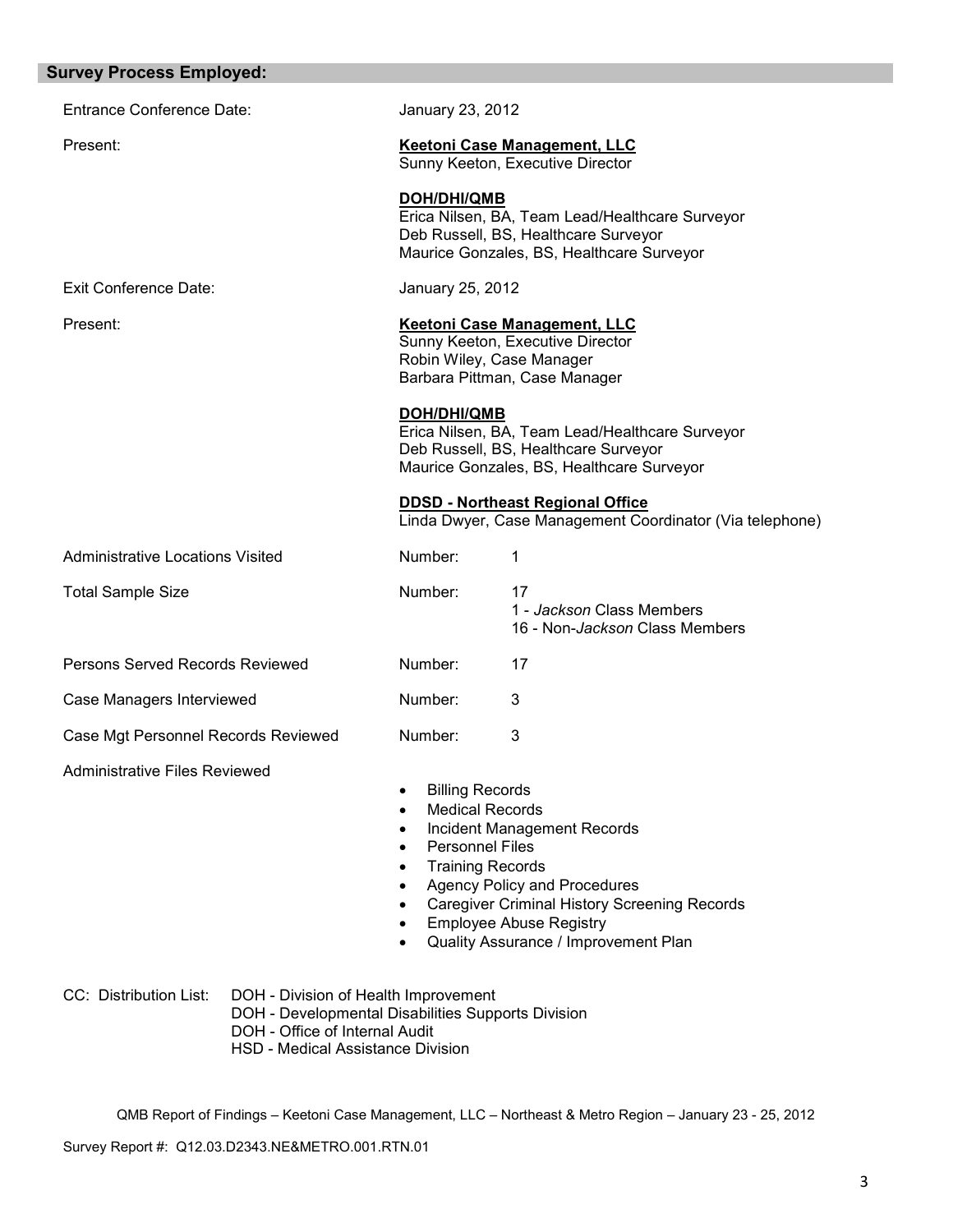## Survey Process Employed:

Entrance Conference Date: January 23, 2012

Present:

**Keetoni Case Management, LLC**
Sunny Keeton, Executive Director

**DOH/DHI/QMB**
Erica Nilsen, BA, Team Lead/Healthcare Surveyor
Deb Russell, BS, Healthcare Surveyor
Maurice Gonzales, BS, Healthcare Surveyor

Exit Conference Date: January 25, 2012

Present:

**Keetoni Case Management, LLC**
Sunny Keeton, Executive Director
Robin Wiley, Case Manager
Barbara Pittman, Case Manager

**DOH/DHI/QMB**
Erica Nilsen, BA, Team Lead/Healthcare Surveyor
Deb Russell, BS, Healthcare Surveyor
Maurice Gonzales, BS, Healthcare Surveyor

**DDSD - Northeast Regional Office**
Linda Dwyer, Case Management Coordinator (Via telephone)

Administrative Locations Visited — Number: 1

Total Sample Size — Number: 17
1 - *Jackson* Class Members
16 - Non-*Jackson* Class Members

Persons Served Records Reviewed — Number: 17

Case Managers Interviewed — Number: 3

Case Mgt Personnel Records Reviewed — Number: 3

Administrative Files Reviewed

- Billing Records
- Medical Records
- Incident Management Records
- Personnel Files
- Training Records
- Agency Policy and Procedures
- Caregiver Criminal History Screening Records
- Employee Abuse Registry
- Quality Assurance / Improvement Plan

CC: Distribution List:
DOH - Division of Health Improvement
DOH - Developmental Disabilities Supports Division
DOH - Office of Internal Audit
HSD - Medical Assistance Division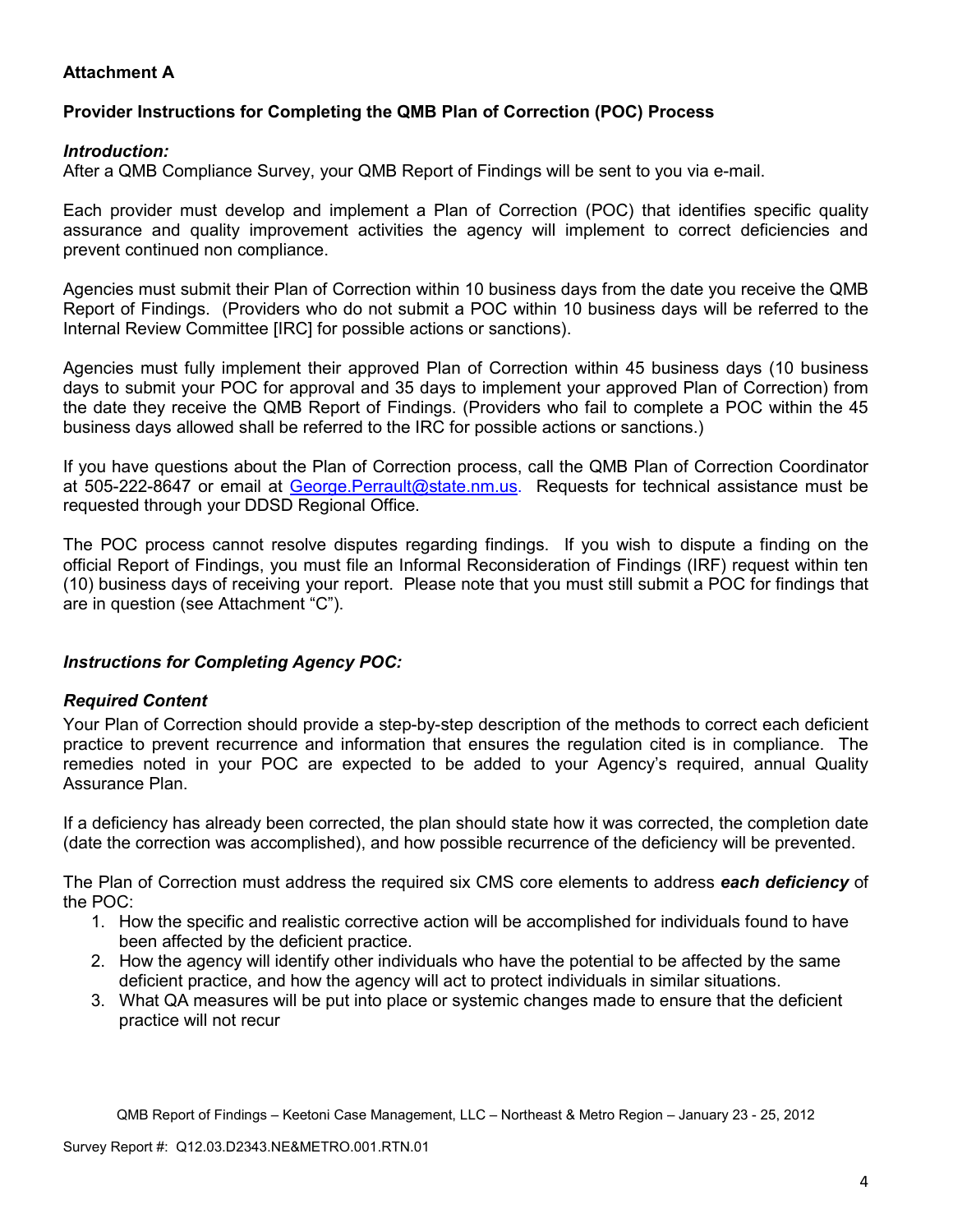**Attachment A**

**Provider Instructions for Completing the QMB Plan of Correction (POC) Process**

***Introduction:***

After a QMB Compliance Survey, your QMB Report of Findings will be sent to you via e-mail.

Each provider must develop and implement a Plan of Correction (POC) that identifies specific quality assurance and quality improvement activities the agency will implement to correct deficiencies and prevent continued non compliance.

Agencies must submit their Plan of Correction within 10 business days from the date you receive the QMB Report of Findings. (Providers who do not submit a POC within 10 business days will be referred to the Internal Review Committee [IRC] for possible actions or sanctions).

Agencies must fully implement their approved Plan of Correction within 45 business days (10 business days to submit your POC for approval and 35 days to implement your approved Plan of Correction) from the date they receive the QMB Report of Findings. (Providers who fail to complete a POC within the 45 business days allowed shall be referred to the IRC for possible actions or sanctions.)

If you have questions about the Plan of Correction process, call the QMB Plan of Correction Coordinator at 505-222-8647 or email at George.Perrault@state.nm.us. Requests for technical assistance must be requested through your DDSD Regional Office.

The POC process cannot resolve disputes regarding findings. If you wish to dispute a finding on the official Report of Findings, you must file an Informal Reconsideration of Findings (IRF) request within ten (10) business days of receiving your report. Please note that you must still submit a POC for findings that are in question (see Attachment "C").

***Instructions for Completing Agency POC:***

***Required Content***

Your Plan of Correction should provide a step-by-step description of the methods to correct each deficient practice to prevent recurrence and information that ensures the regulation cited is in compliance. The remedies noted in your POC are expected to be added to your Agency's required, annual Quality Assurance Plan.

If a deficiency has already been corrected, the plan should state how it was corrected, the completion date (date the correction was accomplished), and how possible recurrence of the deficiency will be prevented.

The Plan of Correction must address the required six CMS core elements to address ***each deficiency*** of the POC:

1. How the specific and realistic corrective action will be accomplished for individuals found to have been affected by the deficient practice.
2. How the agency will identify other individuals who have the potential to be affected by the same deficient practice, and how the agency will act to protect individuals in similar situations.
3. What QA measures will be put into place or systemic changes made to ensure that the deficient practice will not recur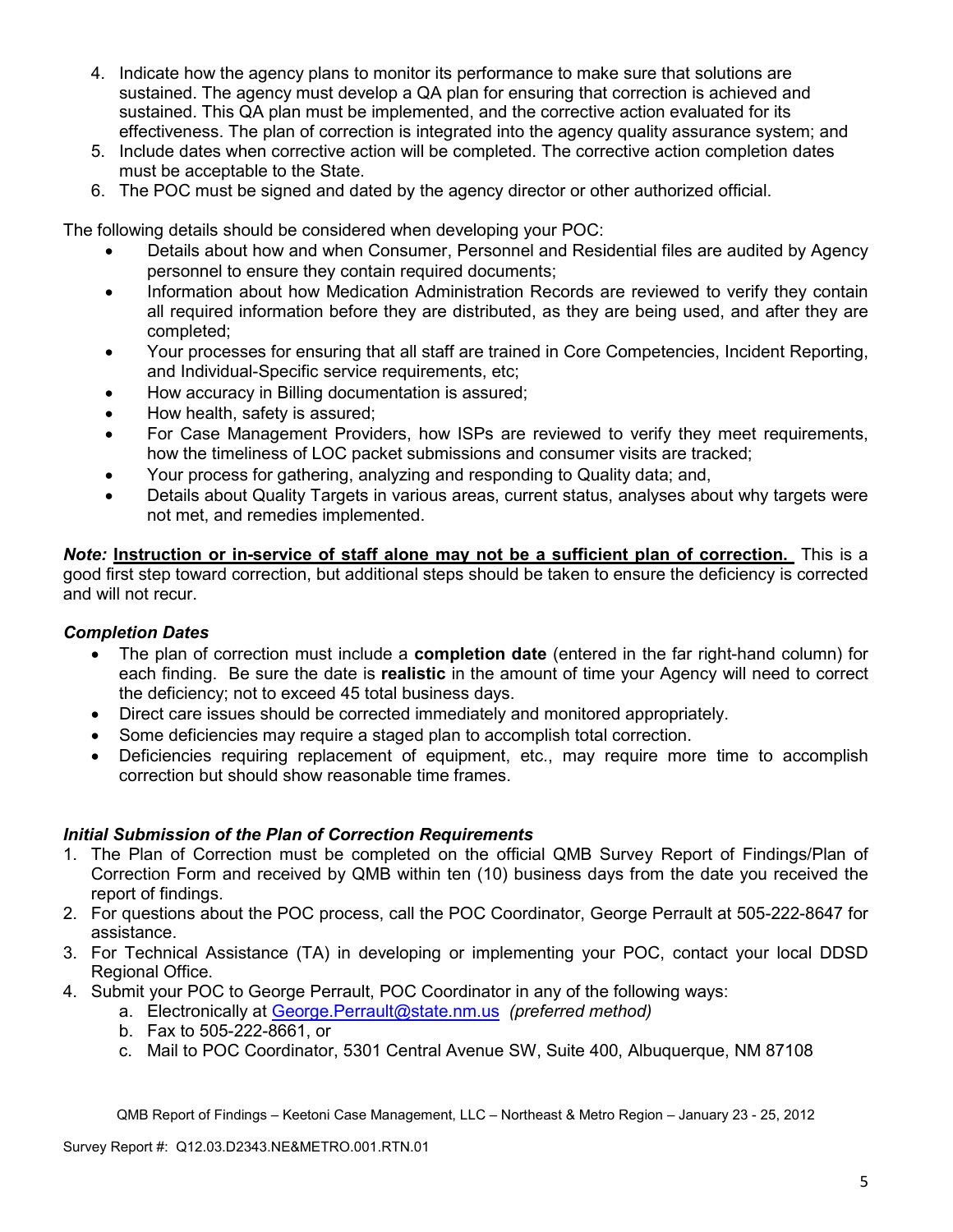4. Indicate how the agency plans to monitor its performance to make sure that solutions are sustained. The agency must develop a QA plan for ensuring that correction is achieved and sustained. This QA plan must be implemented, and the corrective action evaluated for its effectiveness. The plan of correction is integrated into the agency quality assurance system; and
5. Include dates when corrective action will be completed. The corrective action completion dates must be acceptable to the State.
6. The POC must be signed and dated by the agency director or other authorized official.

The following details should be considered when developing your POC:

- Details about how and when Consumer, Personnel and Residential files are audited by Agency personnel to ensure they contain required documents;
- Information about how Medication Administration Records are reviewed to verify they contain all required information before they are distributed, as they are being used, and after they are completed;
- Your processes for ensuring that all staff are trained in Core Competencies, Incident Reporting, and Individual-Specific service requirements, etc;
- How accuracy in Billing documentation is assured;
- How health, safety is assured;
- For Case Management Providers, how ISPs are reviewed to verify they meet requirements, how the timeliness of LOC packet submissions and consumer visits are tracked;
- Your process for gathering, analyzing and responding to Quality data; and,
- Details about Quality Targets in various areas, current status, analyses about why targets were not met, and remedies implemented.

***Note:*** **Instruction or in-service of staff alone may not be a sufficient plan of correction.** This is a good first step toward correction, but additional steps should be taken to ensure the deficiency is corrected and will not recur.

### *Completion Dates*

- The plan of correction must include a **completion date** (entered in the far right-hand column) for each finding. Be sure the date is **realistic** in the amount of time your Agency will need to correct the deficiency; not to exceed 45 total business days.
- Direct care issues should be corrected immediately and monitored appropriately.
- Some deficiencies may require a staged plan to accomplish total correction.
- Deficiencies requiring replacement of equipment, etc., may require more time to accomplish correction but should show reasonable time frames.

### *Initial Submission of the Plan of Correction Requirements*

1. The Plan of Correction must be completed on the official QMB Survey Report of Findings/Plan of Correction Form and received by QMB within ten (10) business days from the date you received the report of findings.
2. For questions about the POC process, call the POC Coordinator, George Perrault at 505-222-8647 for assistance.
3. For Technical Assistance (TA) in developing or implementing your POC, contact your local DDSD Regional Office.
4. Submit your POC to George Perrault, POC Coordinator in any of the following ways:
   a. Electronically at George.Perrault@state.nm.us *(preferred method)*
   b. Fax to 505-222-8661, or
   c. Mail to POC Coordinator, 5301 Central Avenue SW, Suite 400, Albuquerque, NM 87108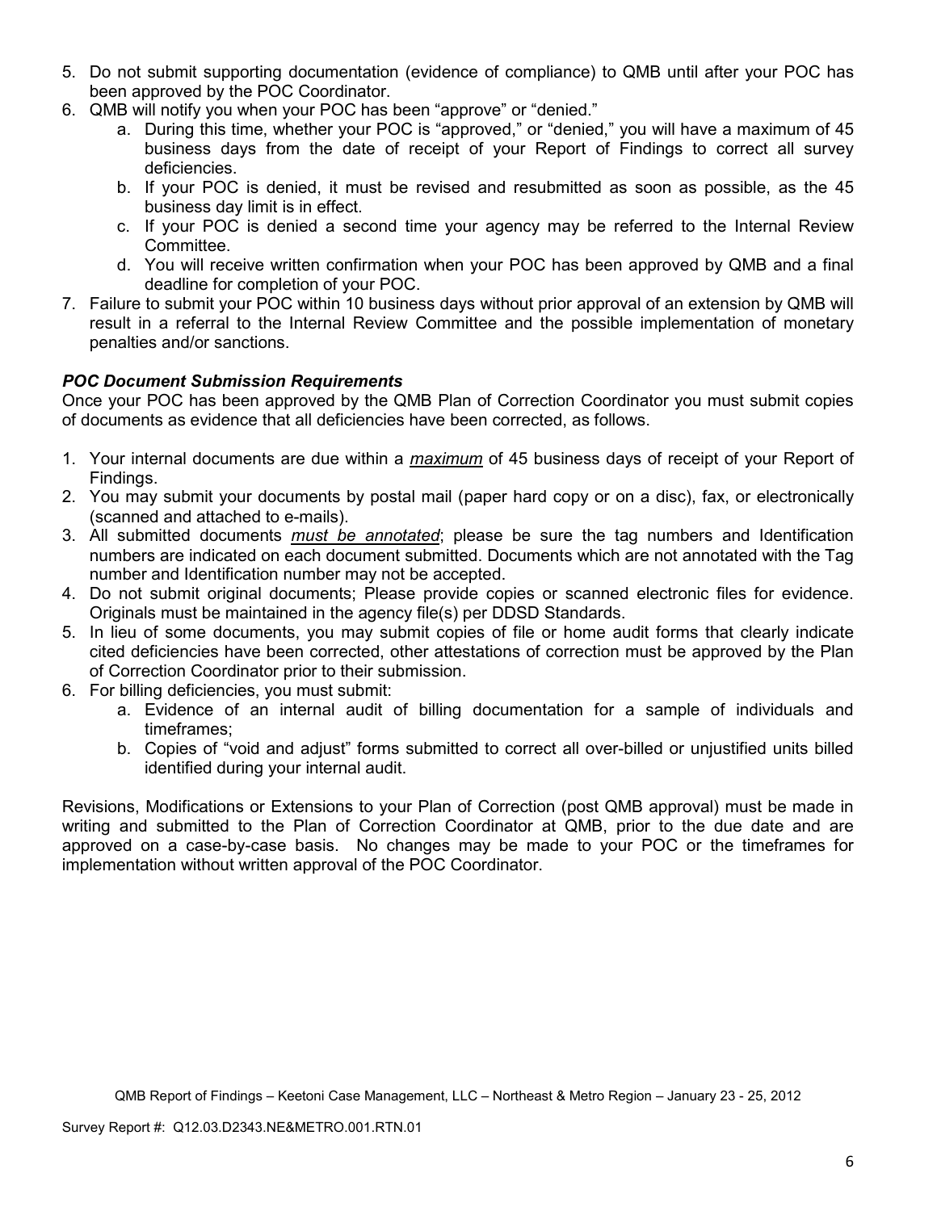5. Do not submit supporting documentation (evidence of compliance) to QMB until after your POC has been approved by the POC Coordinator.
6. QMB will notify you when your POC has been "approve" or "denied."
    a. During this time, whether your POC is "approved," or "denied," you will have a maximum of 45 business days from the date of receipt of your Report of Findings to correct all survey deficiencies.
    b. If your POC is denied, it must be revised and resubmitted as soon as possible, as the 45 business day limit is in effect.
    c. If your POC is denied a second time your agency may be referred to the Internal Review Committee.
    d. You will receive written confirmation when your POC has been approved by QMB and a final deadline for completion of your POC.
7. Failure to submit your POC within 10 business days without prior approval of an extension by QMB will result in a referral to the Internal Review Committee and the possible implementation of monetary penalties and/or sanctions.

***POC Document Submission Requirements***

Once your POC has been approved by the QMB Plan of Correction Coordinator you must submit copies of documents as evidence that all deficiencies have been corrected, as follows.

1. Your internal documents are due within a ***maximum*** of 45 business days of receipt of your Report of Findings.
2. You may submit your documents by postal mail (paper hard copy or on a disc), fax, or electronically (scanned and attached to e-mails).
3. All submitted documents ***must be annotated***; please be sure the tag numbers and Identification numbers are indicated on each document submitted. Documents which are not annotated with the Tag number and Identification number may not be accepted.
4. Do not submit original documents; Please provide copies or scanned electronic files for evidence. Originals must be maintained in the agency file(s) per DDSD Standards.
5. In lieu of some documents, you may submit copies of file or home audit forms that clearly indicate cited deficiencies have been corrected, other attestations of correction must be approved by the Plan of Correction Coordinator prior to their submission.
6. For billing deficiencies, you must submit:
    a. Evidence of an internal audit of billing documentation for a sample of individuals and timeframes;
    b. Copies of "void and adjust" forms submitted to correct all over-billed or unjustified units billed identified during your internal audit.

Revisions, Modifications or Extensions to your Plan of Correction (post QMB approval) must be made in writing and submitted to the Plan of Correction Coordinator at QMB, prior to the due date and are approved on a case-by-case basis. No changes may be made to your POC or the timeframes for implementation without written approval of the POC Coordinator.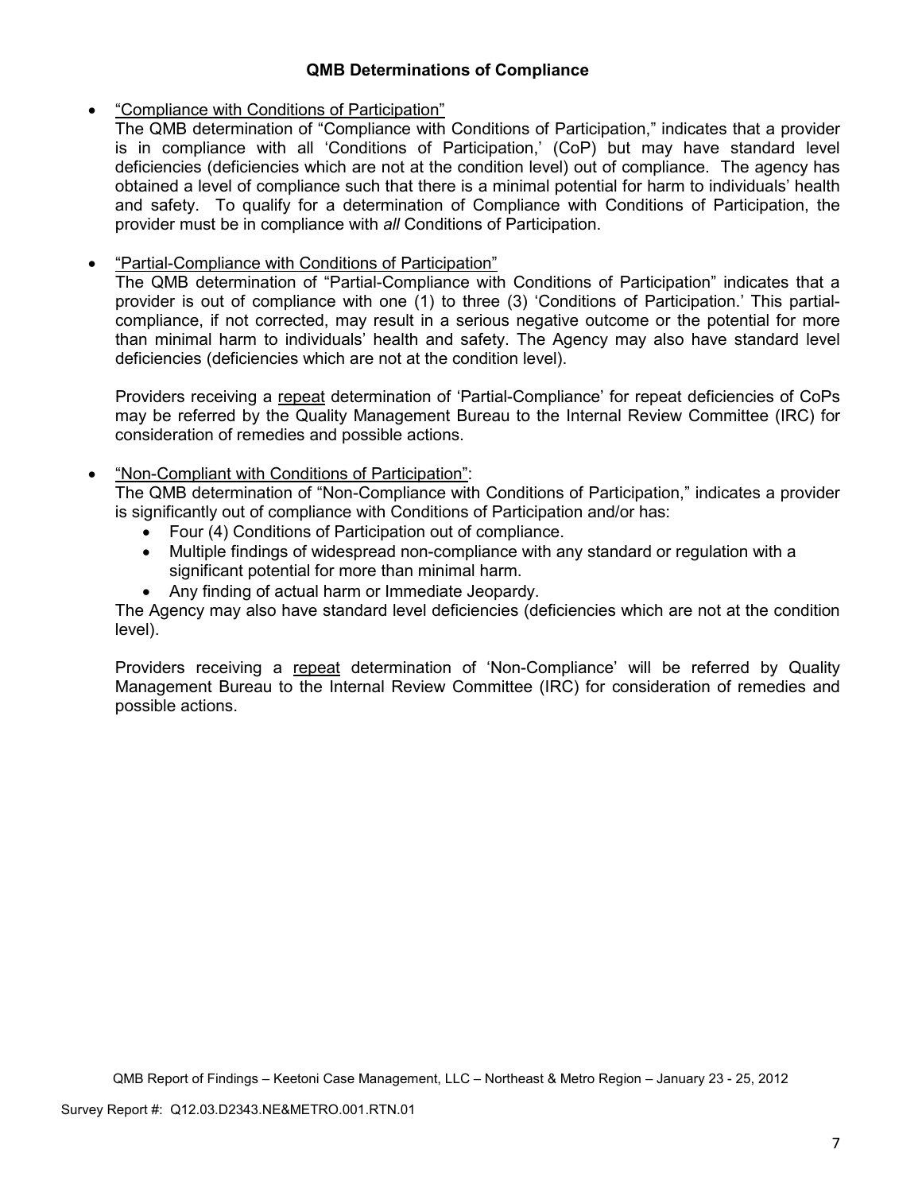**QMB Determinations of Compliance**

- "Compliance with Conditions of Participation"

  The QMB determination of "Compliance with Conditions of Participation," indicates that a provider is in compliance with all 'Conditions of Participation,' (CoP) but may have standard level deficiencies (deficiencies which are not at the condition level) out of compliance. The agency has obtained a level of compliance such that there is a minimal potential for harm to individuals' health and safety. To qualify for a determination of Compliance with Conditions of Participation, the provider must be in compliance with *all* Conditions of Participation.

- "Partial-Compliance with Conditions of Participation"

  The QMB determination of "Partial-Compliance with Conditions of Participation" indicates that a provider is out of compliance with one (1) to three (3) 'Conditions of Participation.' This partial-compliance, if not corrected, may result in a serious negative outcome or the potential for more than minimal harm to individuals' health and safety. The Agency may also have standard level deficiencies (deficiencies which are not at the condition level).

  Providers receiving a repeat determination of 'Partial-Compliance' for repeat deficiencies of CoPs may be referred by the Quality Management Bureau to the Internal Review Committee (IRC) for consideration of remedies and possible actions.

- "Non-Compliant with Conditions of Participation":

  The QMB determination of "Non-Compliance with Conditions of Participation," indicates a provider is significantly out of compliance with Conditions of Participation and/or has:
  - Four (4) Conditions of Participation out of compliance.
  - Multiple findings of widespread non-compliance with any standard or regulation with a significant potential for more than minimal harm.
  - Any finding of actual harm or Immediate Jeopardy.

  The Agency may also have standard level deficiencies (deficiencies which are not at the condition level).

  Providers receiving a repeat determination of 'Non-Compliance' will be referred by Quality Management Bureau to the Internal Review Committee (IRC) for consideration of remedies and possible actions.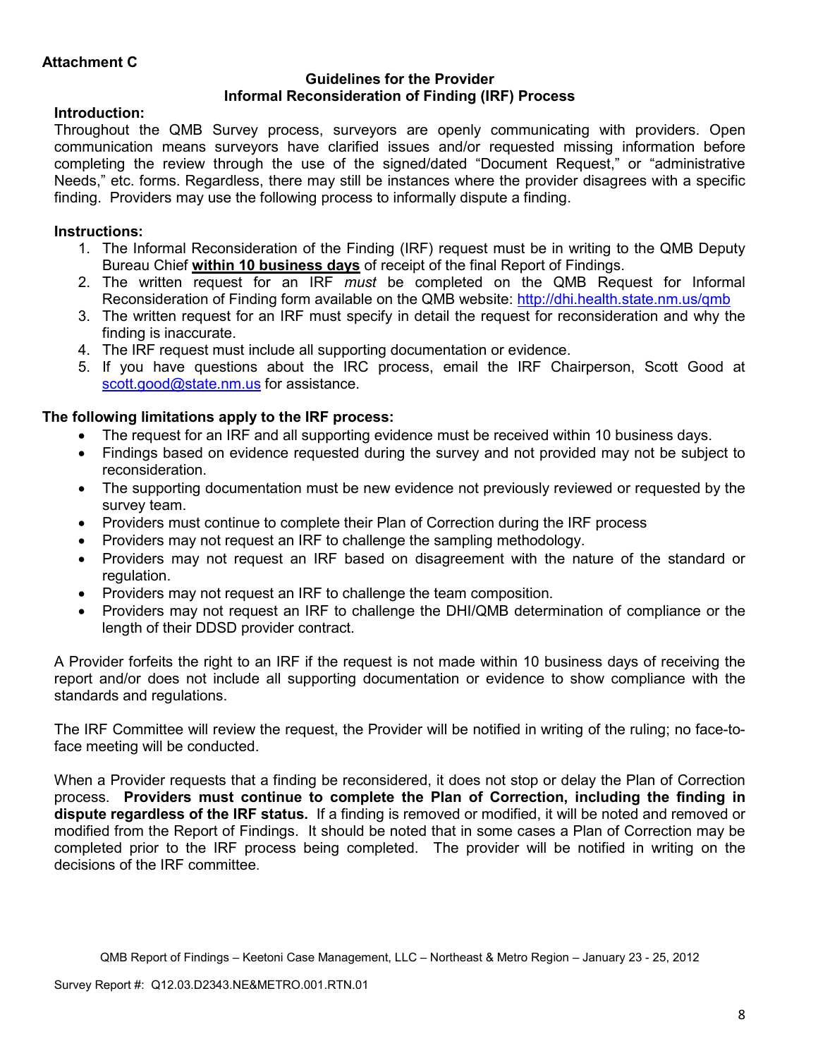**Attachment C**

**Guidelines for the Provider**
**Informal Reconsideration of Finding (IRF) Process**

**Introduction:**

Throughout the QMB Survey process, surveyors are openly communicating with providers. Open communication means surveyors have clarified issues and/or requested missing information before completing the review through the use of the signed/dated "Document Request," or "administrative Needs," etc. forms. Regardless, there may still be instances where the provider disagrees with a specific finding. Providers may use the following process to informally dispute a finding.

**Instructions:**

1. The Informal Reconsideration of the Finding (IRF) request must be in writing to the QMB Deputy Bureau Chief **within 10 business days** of receipt of the final Report of Findings.
2. The written request for an IRF *must* be completed on the QMB Request for Informal Reconsideration of Finding form available on the QMB website: http://dhi.health.state.nm.us/qmb
3. The written request for an IRF must specify in detail the request for reconsideration and why the finding is inaccurate.
4. The IRF request must include all supporting documentation or evidence.
5. If you have questions about the IRC process, email the IRF Chairperson, Scott Good at scott.good@state.nm.us for assistance.

**The following limitations apply to the IRF process:**

- The request for an IRF and all supporting evidence must be received within 10 business days.
- Findings based on evidence requested during the survey and not provided may not be subject to reconsideration.
- The supporting documentation must be new evidence not previously reviewed or requested by the survey team.
- Providers must continue to complete their Plan of Correction during the IRF process
- Providers may not request an IRF to challenge the sampling methodology.
- Providers may not request an IRF based on disagreement with the nature of the standard or regulation.
- Providers may not request an IRF to challenge the team composition.
- Providers may not request an IRF to challenge the DHI/QMB determination of compliance or the length of their DDSD provider contract.

A Provider forfeits the right to an IRF if the request is not made within 10 business days of receiving the report and/or does not include all supporting documentation or evidence to show compliance with the standards and regulations.

The IRF Committee will review the request, the Provider will be notified in writing of the ruling; no face-to-face meeting will be conducted.

When a Provider requests that a finding be reconsidered, it does not stop or delay the Plan of Correction process. **Providers must continue to complete the Plan of Correction, including the finding in dispute regardless of the IRF status.** If a finding is removed or modified, it will be noted and removed or modified from the Report of Findings. It should be noted that in some cases a Plan of Correction may be completed prior to the IRF process being completed. The provider will be notified in writing on the decisions of the IRF committee.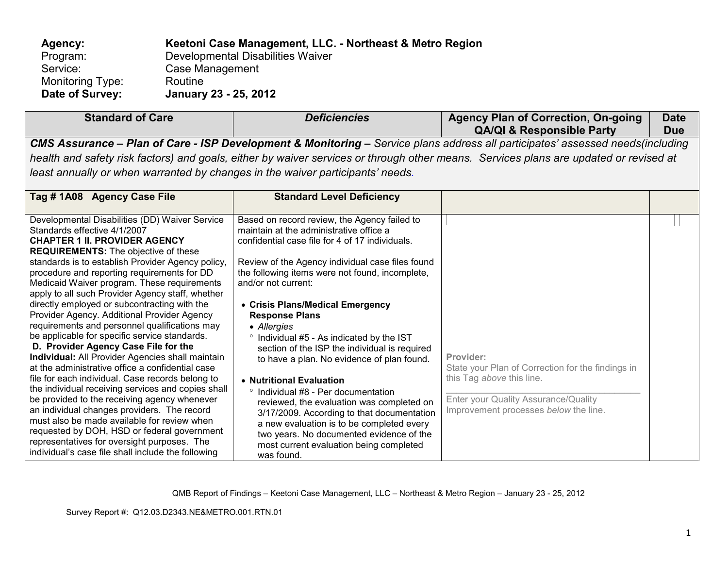**Agency:** **Keetoni Case Management, LLC. - Northeast & Metro Region**
Program: Developmental Disabilities Waiver
Service: Case Management
Monitoring Type: Routine
**Date of Survey:** **January 23 - 25, 2012**

| **Standard of Care** | ***Deficiencies*** | **Agency Plan of Correction, On-going QA/QI & Responsible Party** | **Date Due** |
|---|---|---|---|
| ***CMS Assurance – Plan of Care - ISP Development & Monitoring –*** *Service plans address all participates' assessed needs(including health and safety risk factors) and goals, either by waiver services or through other means. Services plans are updated or revised at least annually or when warranted by changes in the waiver participants' needs.* | | | |
| **Tag # 1A08 Agency Case File** | **Standard Level Deficiency** | | |
| Developmental Disabilities (DD) Waiver Service Standards effective 4/1/2007<br>**CHAPTER 1 II. PROVIDER AGENCY REQUIREMENTS:** The objective of these standards is to establish Provider Agency policy, procedure and reporting requirements for DD Medicaid Waiver program. These requirements apply to all such Provider Agency staff, whether directly employed or subcontracting with the Provider Agency. Additional Provider Agency requirements and personnel qualifications may be applicable for specific service standards.<br>**D. Provider Agency Case File for the Individual:** All Provider Agencies shall maintain at the administrative office a confidential case file for each individual. Case records belong to the individual receiving services and copies shall be provided to the receiving agency whenever an individual changes providers. The record must also be made available for review when requested by DOH, HSD or federal government representatives for oversight purposes. The individual's case file shall include the following | Based on record review, the Agency failed to maintain at the administrative office a confidential case file for 4 of 17 individuals.<br><br>Review of the Agency individual case files found the following items were not found, incomplete, and/or not current:<br><br>• **Crisis Plans/Medical Emergency Response Plans**<br>• *Allergies*<br>° Individual #5 - As indicated by the IST section of the ISP the individual is required to have a plan. No evidence of plan found.<br><br>• **Nutritional Evaluation**<br>° Individual #8 - Per documentation reviewed, the evaluation was completed on 3/17/2009. According to that documentation a new evaluation is to be completed every two years. No documented evidence of the most current evaluation being completed was found. | **Provider:**<br>State your Plan of Correction for the findings in this Tag *above* this line.<br>\_\_\_\_\_\_\_\_\_\_\_\_\_\_\_\_\_\_\_\_\_\_\_\_\_\_\_\_\_\_\_\_\_\_\_\_\_\_<br>Enter your Quality Assurance/Quality Improvement processes *below* the line. | |

QMB Report of Findings – Keetoni Case Management, LLC – Northeast & Metro Region – January 23 - 25, 2012

Survey Report #: Q12.03.D2343.NE&METRO.001.RTN.01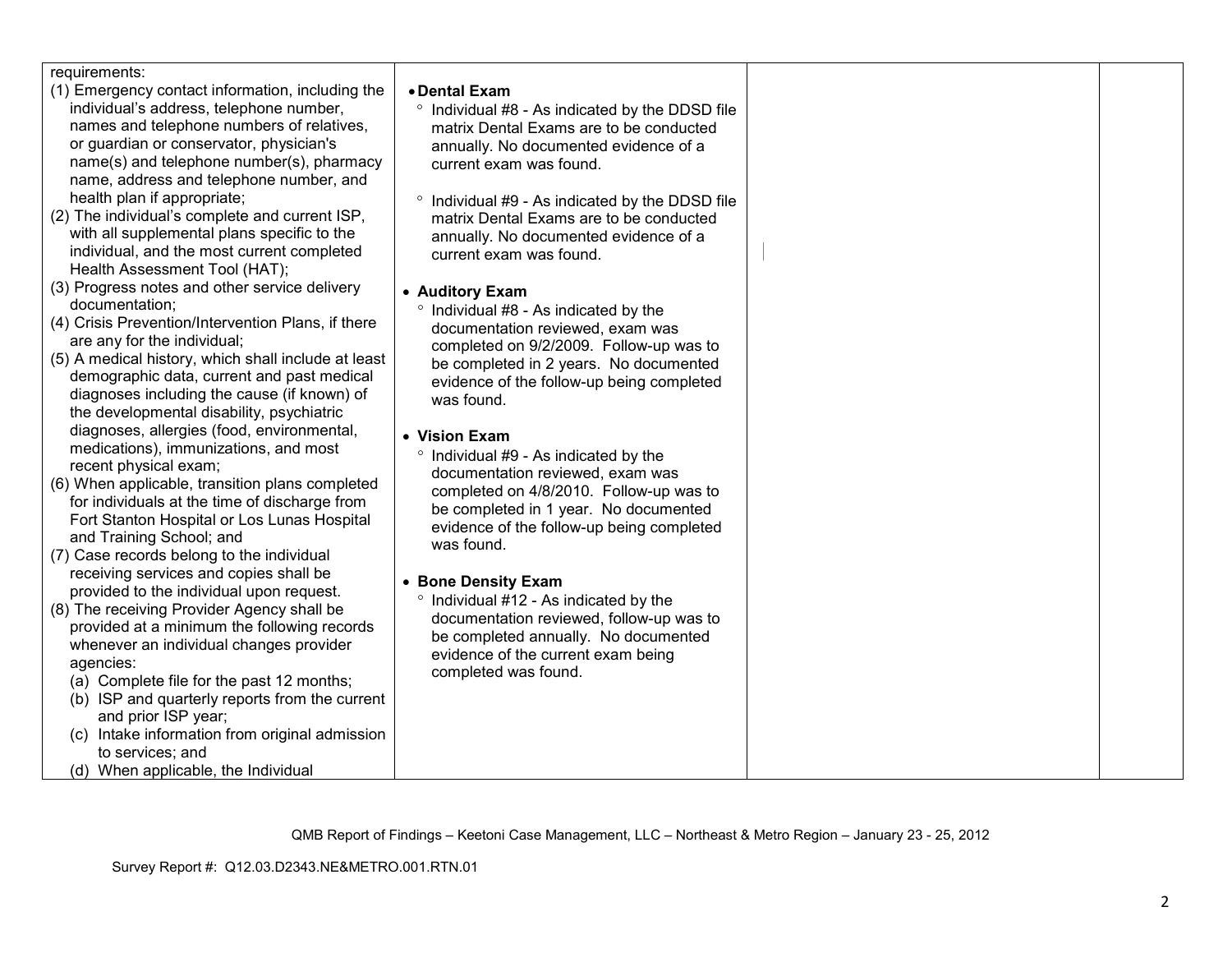| | | | |
|---|---|---|---|
| requirements:<br>(1) Emergency contact information, including the individual's address, telephone number, names and telephone numbers of relatives, or guardian or conservator, physician's name(s) and telephone number(s), pharmacy name, address and telephone number, and health plan if appropriate;<br>(2) The individual's complete and current ISP, with all supplemental plans specific to the individual, and the most current completed Health Assessment Tool (HAT);<br>(3) Progress notes and other service delivery documentation;<br>(4) Crisis Prevention/Intervention Plans, if there are any for the individual;<br>(5) A medical history, which shall include at least demographic data, current and past medical diagnoses including the cause (if known) of the developmental disability, psychiatric diagnoses, allergies (food, environmental, medications), immunizations, and most recent physical exam;<br>(6) When applicable, transition plans completed for individuals at the time of discharge from Fort Stanton Hospital or Los Lunas Hospital and Training School; and<br>(7) Case records belong to the individual receiving services and copies shall be provided to the individual upon request.<br>(8) The receiving Provider Agency shall be provided at a minimum the following records whenever an individual changes provider agencies:<br>(a) Complete file for the past 12 months;<br>(b) ISP and quarterly reports from the current and prior ISP year;<br>(c) Intake information from original admission to services; and<br>(d) When applicable, the Individual | • **Dental Exam**<br>° Individual #8 - As indicated by the DDSD file matrix Dental Exams are to be conducted annually. No documented evidence of a current exam was found.<br>° Individual #9 - As indicated by the DDSD file matrix Dental Exams are to be conducted annually. No documented evidence of a current exam was found.<br>• **Auditory Exam**<br>° Individual #8 - As indicated by the documentation reviewed, exam was completed on 9/2/2009. Follow-up was to be completed in 2 years. No documented evidence of the follow-up being completed was found.<br>• **Vision Exam**<br>° Individual #9 - As indicated by the documentation reviewed, exam was completed on 4/8/2010. Follow-up was to be completed in 1 year. No documented evidence of the follow-up being completed was found.<br>• **Bone Density Exam**<br>° Individual #12 - As indicated by the documentation reviewed, follow-up was to be completed annually. No documented evidence of the current exam being completed was found. | | |

QMB Report of Findings – Keetoni Case Management, LLC – Northeast & Metro Region – January 23 - 25, 2012

Survey Report #: Q12.03.D2343.NE&METRO.001.RTN.01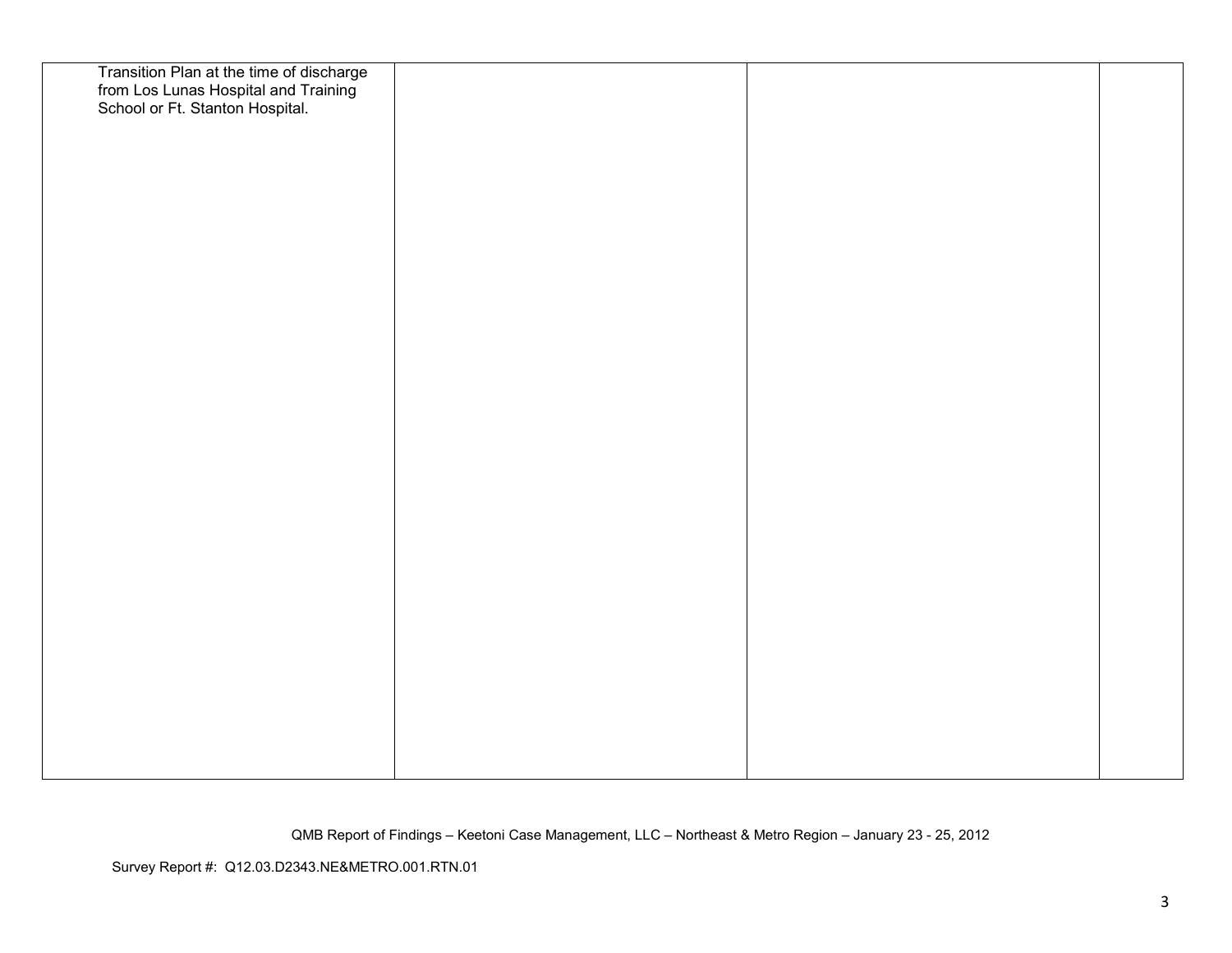| | | | |
|---|---|---|---|
| Transition Plan at the time of discharge from Los Lunas Hospital and Training School or Ft. Stanton Hospital. | | | |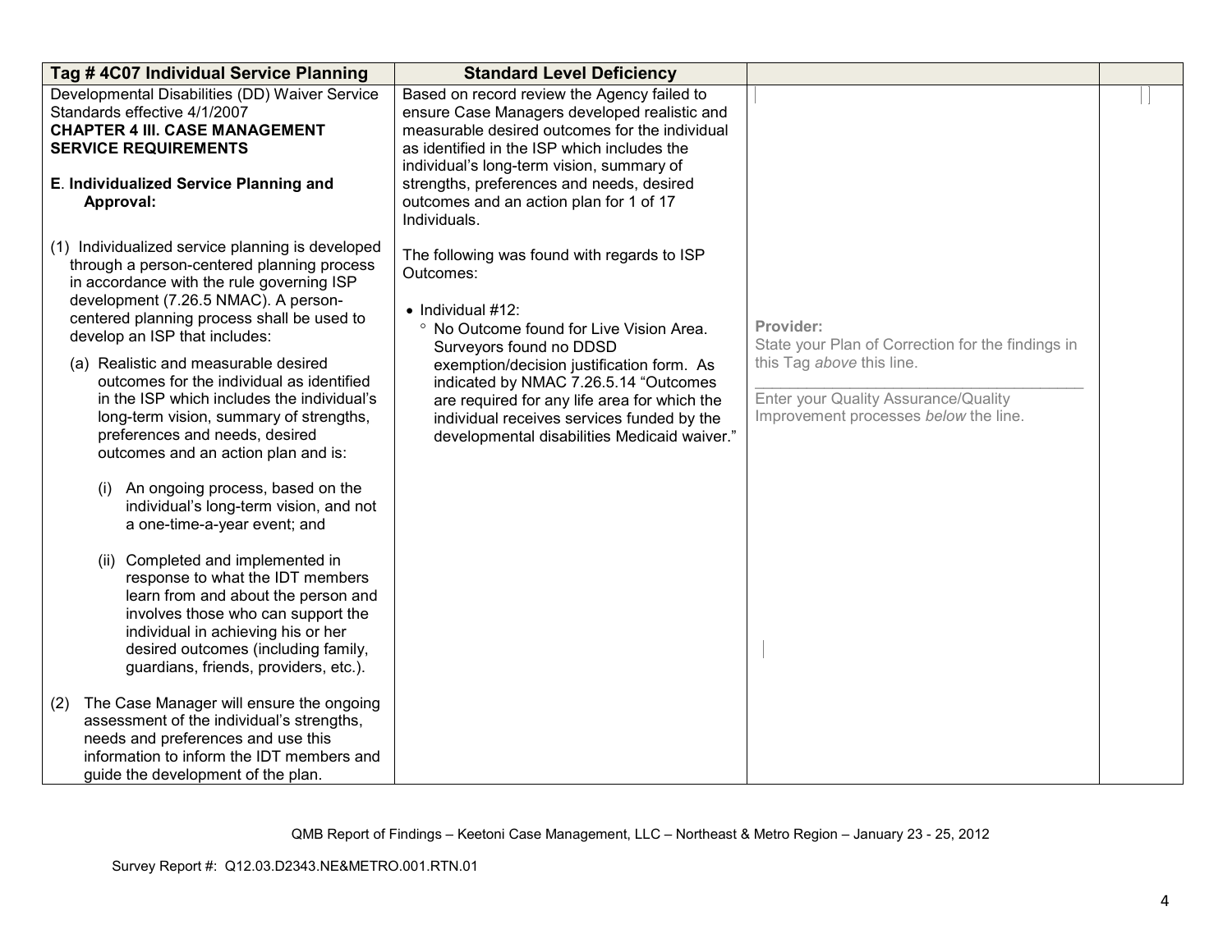| Tag # 4C07 Individual Service Planning | Standard Level Deficiency | | |
|---|---|---|---|
| Developmental Disabilities (DD) Waiver Service Standards effective 4/1/2007<br>**CHAPTER 4 III. CASE MANAGEMENT SERVICE REQUIREMENTS**<br><br>**E. Individualized Service Planning and Approval:**<br><br>(1) Individualized service planning is developed through a person-centered planning process in accordance with the rule governing ISP development (7.26.5 NMAC). A person-centered planning process shall be used to develop an ISP that includes:<br><br>(a) Realistic and measurable desired outcomes for the individual as identified in the ISP which includes the individual's long-term vision, summary of strengths, preferences and needs, desired outcomes and an action plan and is:<br><br>(i) An ongoing process, based on the individual's long-term vision, and not a one-time-a-year event; and<br><br>(ii) Completed and implemented in response to what the IDT members learn from and about the person and involves those who can support the individual in achieving his or her desired outcomes (including family, guardians, friends, providers, etc.).<br><br>(2) The Case Manager will ensure the ongoing assessment of the individual's strengths, needs and preferences and use this information to inform the IDT members and guide the development of the plan. | Based on record review the Agency failed to ensure Case Managers developed realistic and measurable desired outcomes for the individual as identified in the ISP which includes the individual's long-term vision, summary of strengths, preferences and needs, desired outcomes and an action plan for 1 of 17 Individuals.<br><br>The following was found with regards to ISP Outcomes:<br><br>• Individual #12:<br>° No Outcome found for Live Vision Area. Surveyors found no DDSD exemption/decision justification form. As indicated by NMAC 7.26.5.14 "Outcomes are required for any life area for which the individual receives services funded by the developmental disabilities Medicaid waiver." | **Provider:**<br>State your Plan of Correction for the findings in this Tag *above* this line.<br><br>\_\_\_\_\_\_\_\_\_\_\_\_\_\_\_\_\_\_\_\_\_\_\_\_\_\_\_\_\_\_\_\_\_\_\_\_\_\_<br><br>Enter your Quality Assurance/Quality Improvement processes *below* the line. | |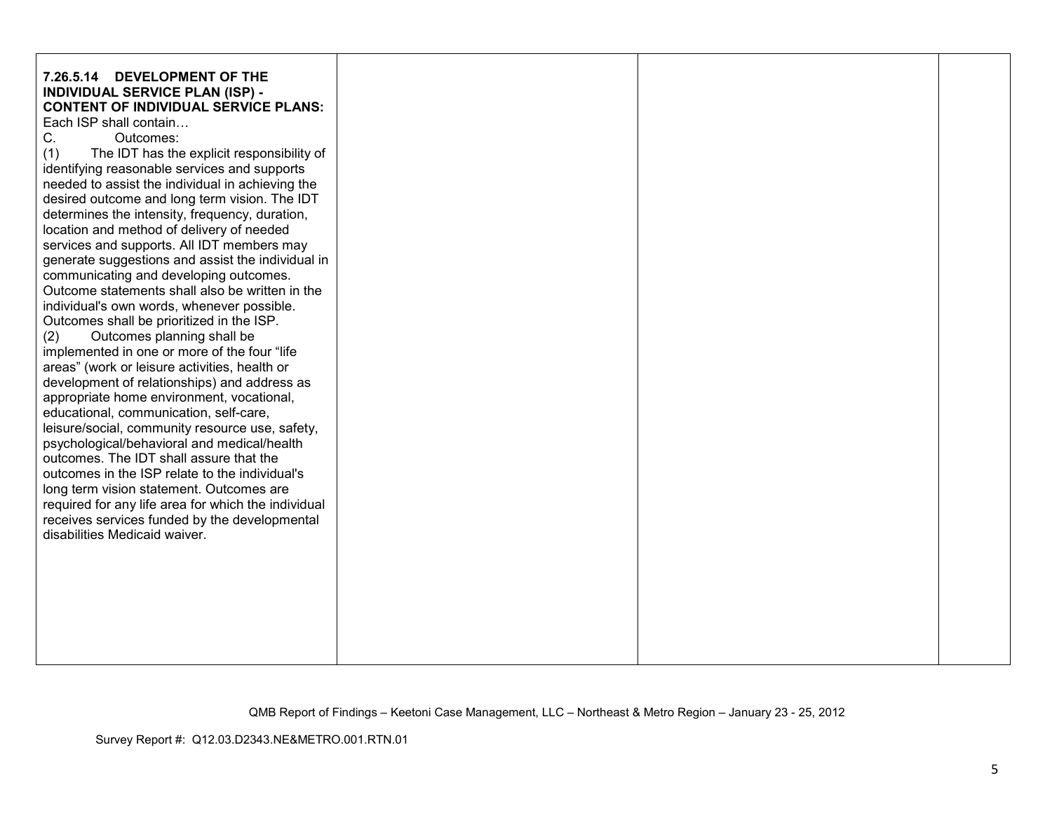| | | | |
|---|---|---|---|
| **7.26.5.14 DEVELOPMENT OF THE INDIVIDUAL SERVICE PLAN (ISP) - CONTENT OF INDIVIDUAL SERVICE PLANS:** Each ISP shall contain… <br>C. Outcomes: <br>(1) The IDT has the explicit responsibility of identifying reasonable services and supports needed to assist the individual in achieving the desired outcome and long term vision. The IDT determines the intensity, frequency, duration, location and method of delivery of needed services and supports. All IDT members may generate suggestions and assist the individual in communicating and developing outcomes. Outcome statements shall also be written in the individual's own words, whenever possible. Outcomes shall be prioritized in the ISP. <br>(2) Outcomes planning shall be implemented in one or more of the four "life areas" (work or leisure activities, health or development of relationships) and address as appropriate home environment, vocational, educational, communication, self-care, leisure/social, community resource use, safety, psychological/behavioral and medical/health outcomes. The IDT shall assure that the outcomes in the ISP relate to the individual's long term vision statement. Outcomes are required for any life area for which the individual receives services funded by the developmental disabilities Medicaid waiver. | | | |

QMB Report of Findings – Keetoni Case Management, LLC – Northeast & Metro Region – January 23 - 25, 2012

Survey Report #: Q12.03.D2343.NE&METRO.001.RTN.01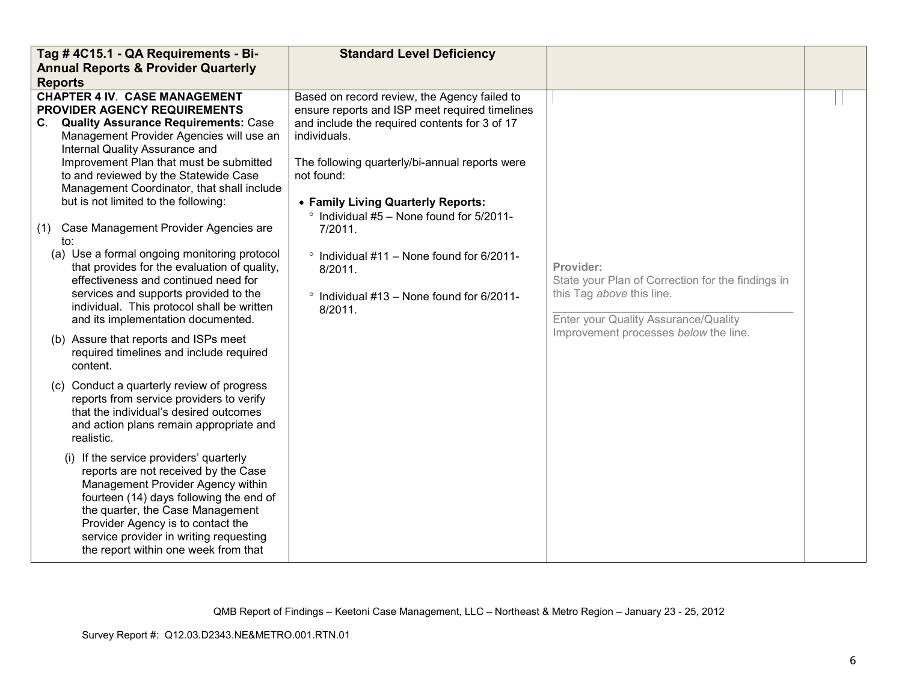| Tag # 4C15.1 - QA Requirements - Bi-Annual Reports & Provider Quarterly Reports | Standard Level Deficiency | | |
|---|---|---|---|
| **CHAPTER 4 IV. CASE MANAGEMENT PROVIDER AGENCY REQUIREMENTS**<br>**C. Quality Assurance Requirements:** Case Management Provider Agencies will use an Internal Quality Assurance and Improvement Plan that must be submitted to and reviewed by the Statewide Case Management Coordinator, that shall include but is not limited to the following:<br><br>(1) Case Management Provider Agencies are to:<br>(a) Use a formal ongoing monitoring protocol that provides for the evaluation of quality, effectiveness and continued need for services and supports provided to the individual. This protocol shall be written and its implementation documented.<br>(b) Assure that reports and ISPs meet required timelines and include required content.<br>(c) Conduct a quarterly review of progress reports from service providers to verify that the individual's desired outcomes and action plans remain appropriate and realistic.<br>(i) If the service providers' quarterly reports are not received by the Case Management Provider Agency within fourteen (14) days following the end of the quarter, the Case Management Provider Agency is to contact the service provider in writing requesting the report within one week from that | Based on record review, the Agency failed to ensure reports and ISP meet required timelines and include the required contents for 3 of 17 individuals.<br><br>The following quarterly/bi-annual reports were not found:<br><br>• **Family Living Quarterly Reports:**<br>° Individual #5 – None found for 5/2011-7/2011.<br>° Individual #11 – None found for 6/2011-8/2011.<br>° Individual #13 – None found for 6/2011-8/2011. | **Provider:**<br>State your Plan of Correction for the findings in this Tag *above* this line.<br>______________________________<br>Enter your Quality Assurance/Quality Improvement processes *below* the line. | |

QMB Report of Findings – Keetoni Case Management, LLC – Northeast & Metro Region – January 23 - 25, 2012

Survey Report #: Q12.03.D2343.NE&METRO.001.RTN.01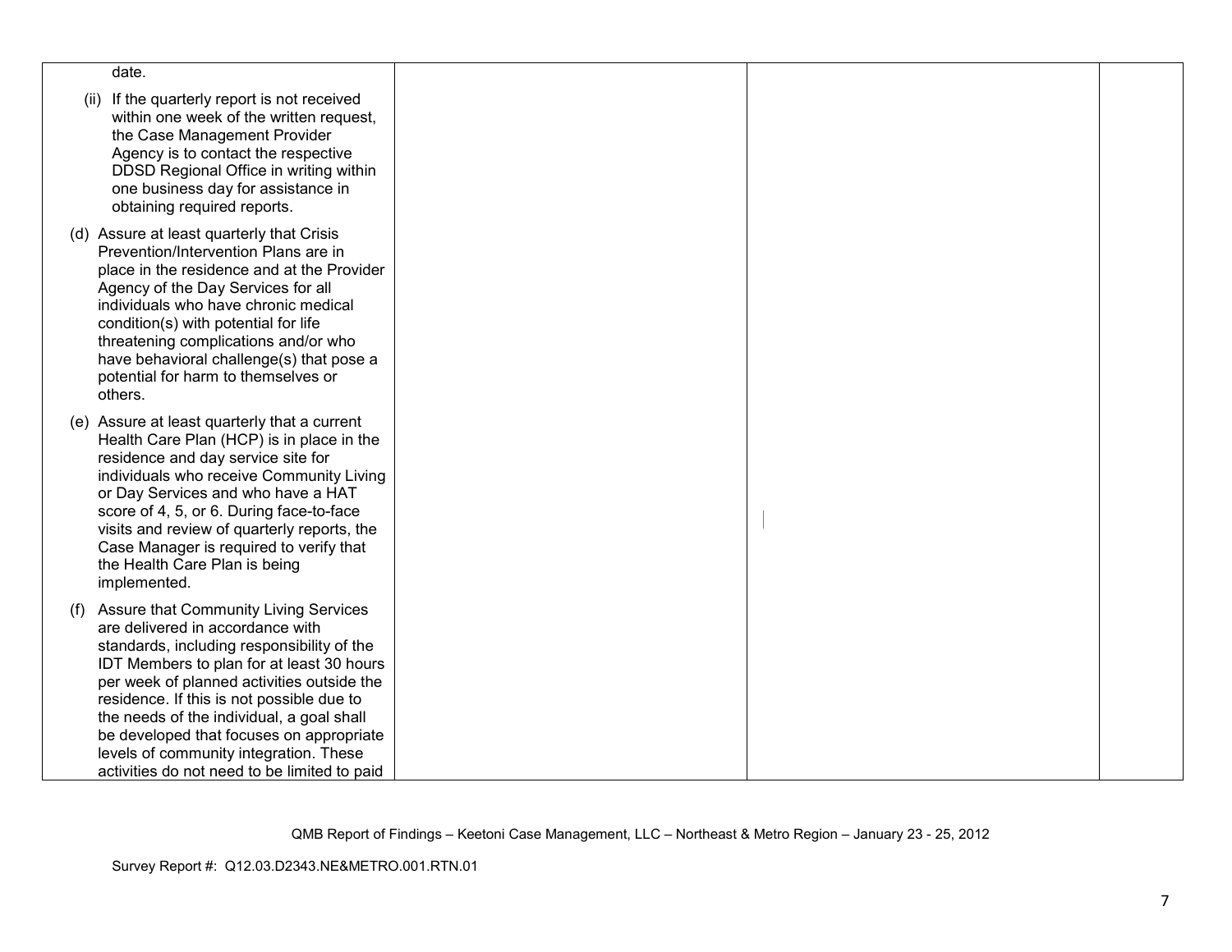| | | | |
|---|---|---|---|
| date.<br><br>(ii) If the quarterly report is not received within one week of the written request, the Case Management Provider Agency is to contact the respective DDSD Regional Office in writing within one business day for assistance in obtaining required reports.<br><br>(d) Assure at least quarterly that Crisis Prevention/Intervention Plans are in place in the residence and at the Provider Agency of the Day Services for all individuals who have chronic medical condition(s) with potential for life threatening complications and/or who have behavioral challenge(s) that pose a potential for harm to themselves or others.<br><br>(e) Assure at least quarterly that a current Health Care Plan (HCP) is in place in the residence and day service site for individuals who receive Community Living or Day Services and who have a HAT score of 4, 5, or 6. During face-to-face visits and review of quarterly reports, the Case Manager is required to verify that the Health Care Plan is being implemented.<br><br>(f) Assure that Community Living Services are delivered in accordance with standards, including responsibility of the IDT Members to plan for at least 30 hours per week of planned activities outside the residence. If this is not possible due to the needs of the individual, a goal shall be developed that focuses on appropriate levels of community integration. These activities do not need to be limited to paid | | | |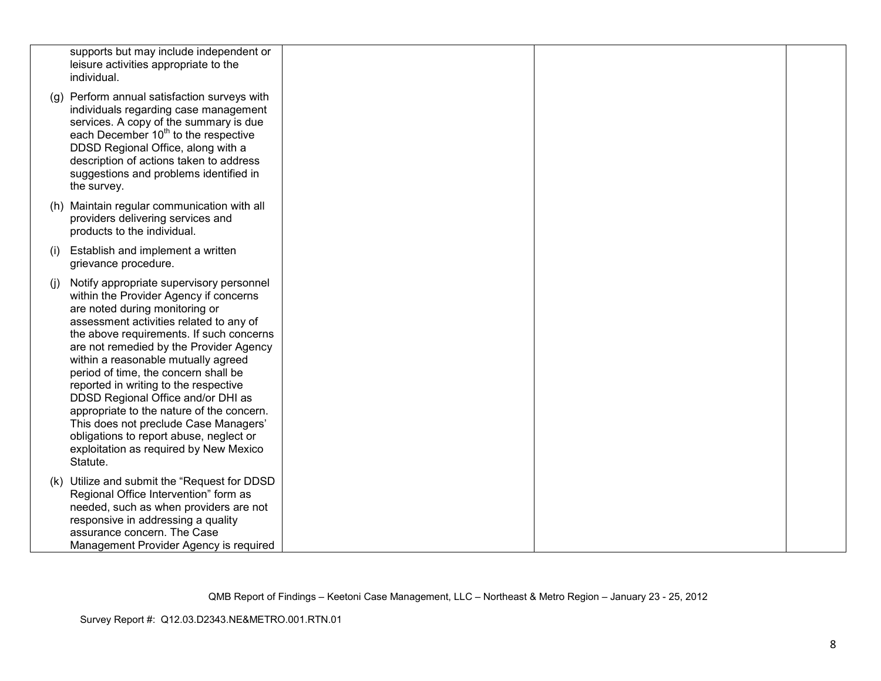| | | | |
|---|---|---|---|
| supports but may include independent or leisure activities appropriate to the individual.<br><br>(g) Perform annual satisfaction surveys with individuals regarding case management services. A copy of the summary is due each December 10th to the respective DDSD Regional Office, along with a description of actions taken to address suggestions and problems identified in the survey.<br><br>(h) Maintain regular communication with all providers delivering services and products to the individual.<br><br>(i) Establish and implement a written grievance procedure.<br><br>(j) Notify appropriate supervisory personnel within the Provider Agency if concerns are noted during monitoring or assessment activities related to any of the above requirements. If such concerns are not remedied by the Provider Agency within a reasonable mutually agreed period of time, the concern shall be reported in writing to the respective DDSD Regional Office and/or DHI as appropriate to the nature of the concern. This does not preclude Case Managers' obligations to report abuse, neglect or exploitation as required by New Mexico Statute.<br><br>(k) Utilize and submit the "Request for DDSD Regional Office Intervention" form as needed, such as when providers are not responsive in addressing a quality assurance concern. The Case Management Provider Agency is required | | | |

QMB Report of Findings – Keetoni Case Management, LLC – Northeast & Metro Region – January 23 - 25, 2012

Survey Report #: Q12.03.D2343.NE&METRO.001.RTN.01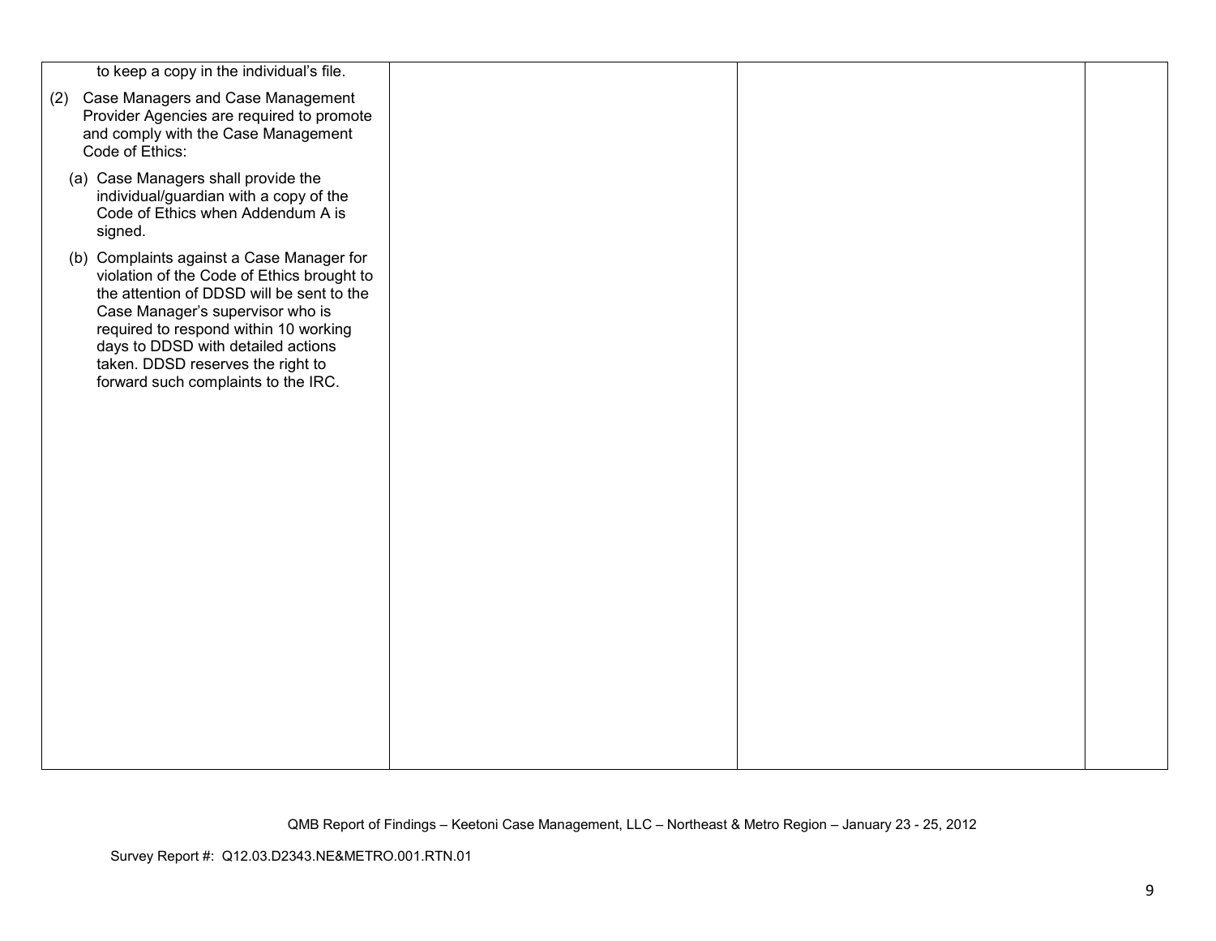| | | | |
|---|---|---|---|
| to keep a copy in the individual's file.<br><br>(2) Case Managers and Case Management Provider Agencies are required to promote and comply with the Case Management Code of Ethics:<br><br>(a) Case Managers shall provide the individual/guardian with a copy of the Code of Ethics when Addendum A is signed.<br><br>(b) Complaints against a Case Manager for violation of the Code of Ethics brought to the attention of DDSD will be sent to the Case Manager's supervisor who is required to respond within 10 working days to DDSD with detailed actions taken. DDSD reserves the right to forward such complaints to the IRC. | | | |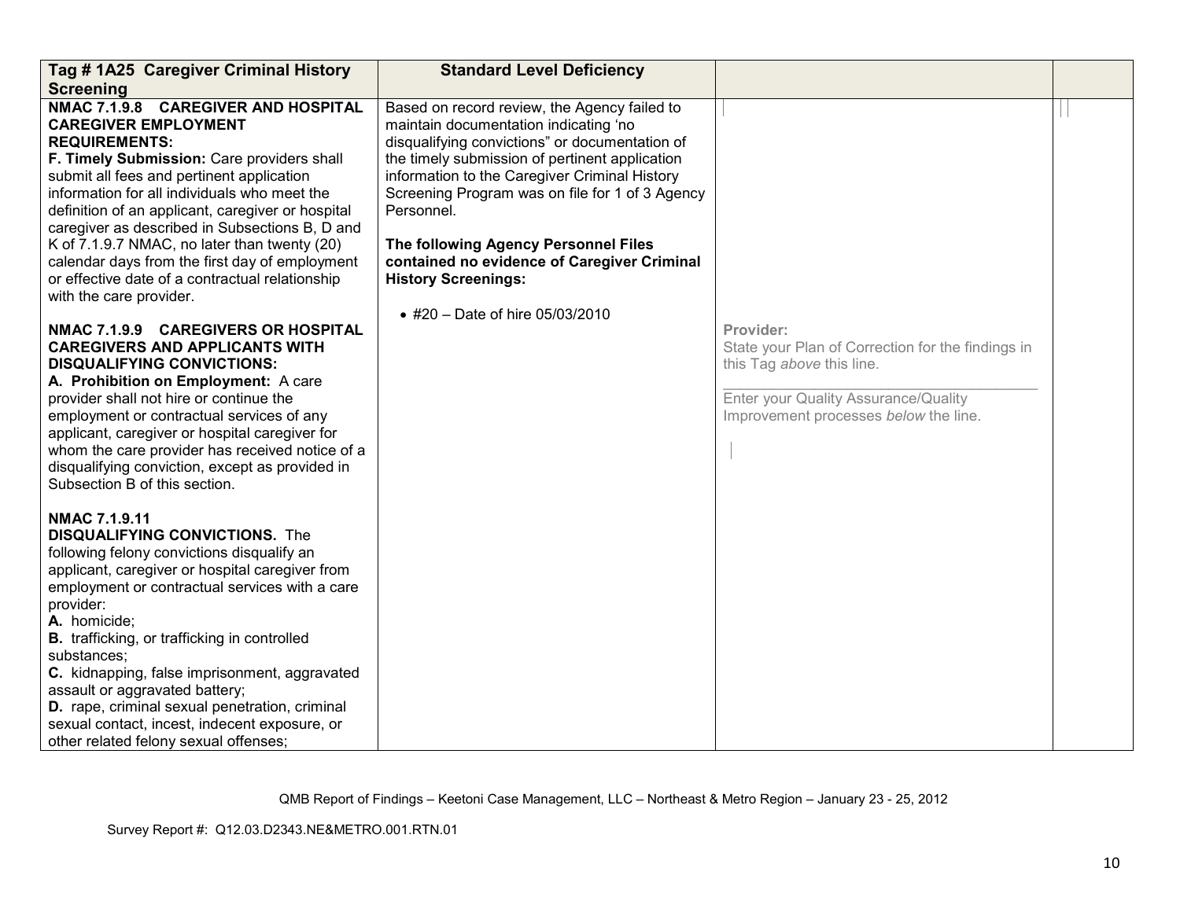| Tag # 1A25 Caregiver Criminal History Screening | Standard Level Deficiency | | |
|---|---|---|---|
| **NMAC 7.1.9.8 CAREGIVER AND HOSPITAL CAREGIVER EMPLOYMENT REQUIREMENTS:**<br>**F. Timely Submission:** Care providers shall submit all fees and pertinent application information for all individuals who meet the definition of an applicant, caregiver or hospital caregiver as described in Subsections B, D and K of 7.1.9.7 NMAC, no later than twenty (20) calendar days from the first day of employment or effective date of a contractual relationship with the care provider.<br><br>**NMAC 7.1.9.9 CAREGIVERS OR HOSPITAL CAREGIVERS AND APPLICANTS WITH DISQUALIFYING CONVICTIONS:**<br>**A. Prohibition on Employment:** A care provider shall not hire or continue the employment or contractual services of any applicant, caregiver or hospital caregiver for whom the care provider has received notice of a disqualifying conviction, except as provided in Subsection B of this section.<br><br>**NMAC 7.1.9.11**<br>**DISQUALIFYING CONVICTIONS.** The following felony convictions disqualify an applicant, caregiver or hospital caregiver from employment or contractual services with a care provider:<br>**A.** homicide;<br>**B.** trafficking, or trafficking in controlled substances;<br>**C.** kidnapping, false imprisonment, aggravated assault or aggravated battery;<br>**D.** rape, criminal sexual penetration, criminal sexual contact, incest, indecent exposure, or other related felony sexual offenses; | Based on record review, the Agency failed to maintain documentation indicating 'no disqualifying convictions" or documentation of the timely submission of pertinent application information to the Caregiver Criminal History Screening Program was on file for 1 of 3 Agency Personnel.<br><br>**The following Agency Personnel Files contained no evidence of Caregiver Criminal History Screenings:**<br><br>• #20 – Date of hire 05/03/2010 | Provider:<br>State your Plan of Correction for the findings in this Tag *above* this line.<br><br>Enter your Quality Assurance/Quality Improvement processes *below* the line. | |

QMB Report of Findings – Keetoni Case Management, LLC – Northeast & Metro Region – January 23 - 25, 2012

Survey Report #: Q12.03.D2343.NE&METRO.001.RTN.01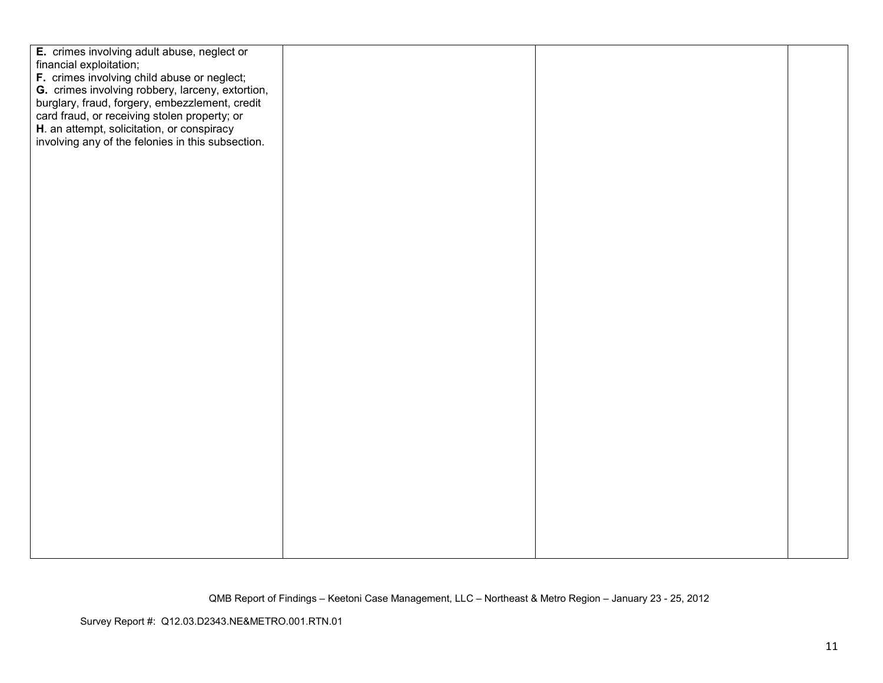| | | | |
|---|---|---|---|
| **E.** crimes involving adult abuse, neglect or financial exploitation;<br>**F.** crimes involving child abuse or neglect;<br>**G.** crimes involving robbery, larceny, extortion, burglary, fraud, forgery, embezzlement, credit card fraud, or receiving stolen property; or<br>**H**. an attempt, solicitation, or conspiracy involving any of the felonies in this subsection. | | | |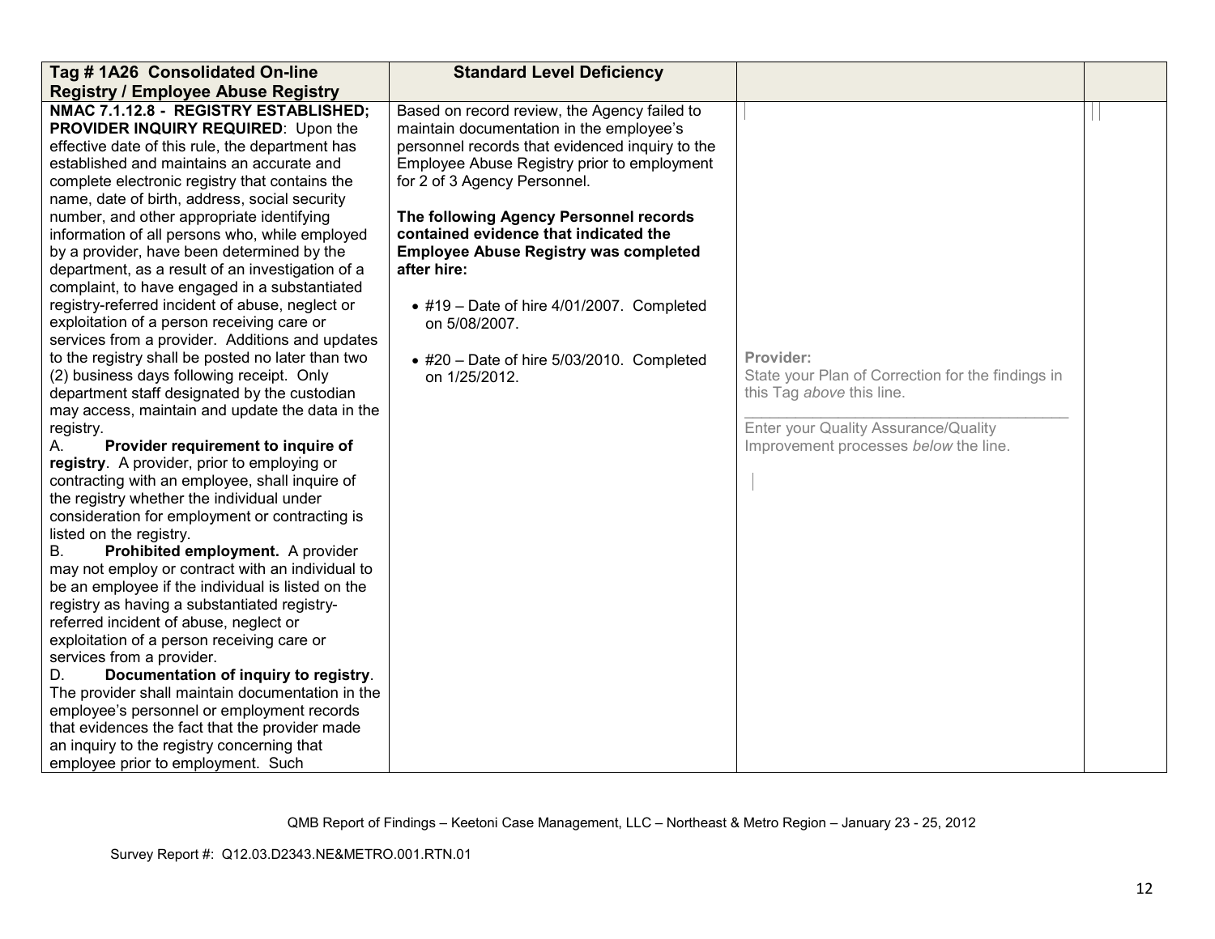| Tag # 1A26 Consolidated On-line Registry / Employee Abuse Registry | Standard Level Deficiency | | |
|---|---|---|---|
| **NMAC 7.1.12.8 - REGISTRY ESTABLISHED; PROVIDER INQUIRY REQUIRED**: Upon the effective date of this rule, the department has established and maintains an accurate and complete electronic registry that contains the name, date of birth, address, social security number, and other appropriate identifying information of all persons who, while employed by a provider, have been determined by the department, as a result of an investigation of a complaint, to have engaged in a substantiated registry-referred incident of abuse, neglect or exploitation of a person receiving care or services from a provider. Additions and updates to the registry shall be posted no later than two (2) business days following receipt. Only department staff designated by the custodian may access, maintain and update the data in the registry.<br>A. **Provider requirement to inquire of registry**. A provider, prior to employing or contracting with an employee, shall inquire of the registry whether the individual under consideration for employment or contracting is listed on the registry.<br>B. **Prohibited employment.** A provider may not employ or contract with an individual to be an employee if the individual is listed on the registry as having a substantiated registry-referred incident of abuse, neglect or exploitation of a person receiving care or services from a provider.<br>D. **Documentation of inquiry to registry**. The provider shall maintain documentation in the employee's personnel or employment records that evidences the fact that the provider made an inquiry to the registry concerning that employee prior to employment. Such | Based on record review, the Agency failed to maintain documentation in the employee's personnel records that evidenced inquiry to the Employee Abuse Registry prior to employment for 2 of 3 Agency Personnel.<br><br>**The following Agency Personnel records contained evidence that indicated the Employee Abuse Registry was completed after hire:**<br><br>• #19 – Date of hire 4/01/2007. Completed on 5/08/2007.<br><br>• #20 – Date of hire 5/03/2010. Completed on 1/25/2012. | **Provider:**<br>State your Plan of Correction for the findings in this Tag *above* this line.<br>\_\_\_\_\_\_\_\_\_\_\_\_\_\_\_\_\_\_\_\_\_\_\_\_\_\_\_\_\_\_<br>Enter your Quality Assurance/Quality Improvement processes *below* the line. | |

QMB Report of Findings – Keetoni Case Management, LLC – Northeast & Metro Region – January 23 - 25, 2012

Survey Report #: Q12.03.D2343.NE&METRO.001.RTN.01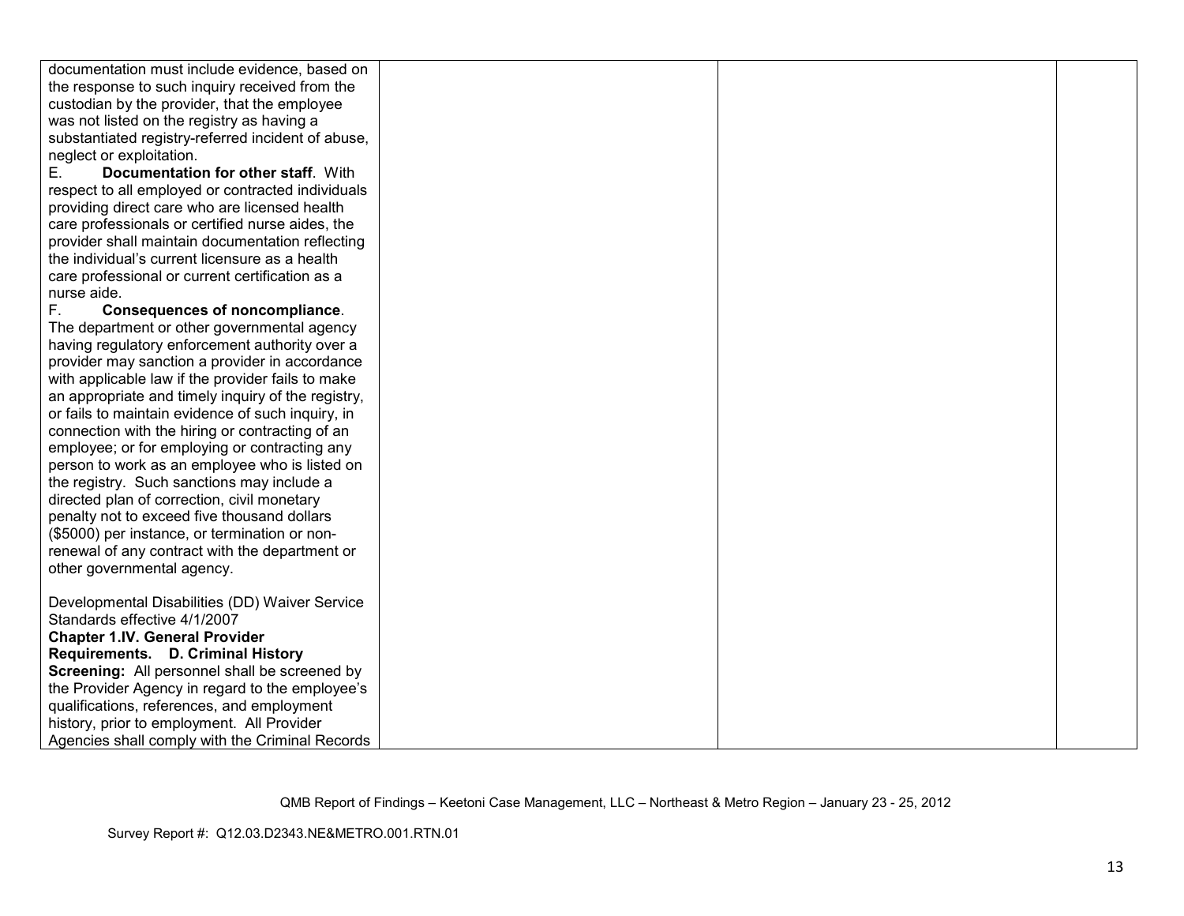| | | | |
|---|---|---|---|
| documentation must include evidence, based on the response to such inquiry received from the custodian by the provider, that the employee was not listed on the registry as having a substantiated registry-referred incident of abuse, neglect or exploitation.<br>E. **Documentation for other staff**. With respect to all employed or contracted individuals providing direct care who are licensed health care professionals or certified nurse aides, the provider shall maintain documentation reflecting the individual's current licensure as a health care professional or current certification as a nurse aide.<br>F. **Consequences of noncompliance**. The department or other governmental agency having regulatory enforcement authority over a provider may sanction a provider in accordance with applicable law if the provider fails to make an appropriate and timely inquiry of the registry, or fails to maintain evidence of such inquiry, in connection with the hiring or contracting of an employee; or for employing or contracting any person to work as an employee who is listed on the registry. Such sanctions may include a directed plan of correction, civil monetary penalty not to exceed five thousand dollars ($5000) per instance, or termination or non-renewal of any contract with the department or other governmental agency.<br><br>Developmental Disabilities (DD) Waiver Service Standards effective 4/1/2007<br>**Chapter 1.IV. General Provider Requirements. D. Criminal History Screening:** All personnel shall be screened by the Provider Agency in regard to the employee's qualifications, references, and employment history, prior to employment. All Provider Agencies shall comply with the Criminal Records | | | |

QMB Report of Findings – Keetoni Case Management, LLC – Northeast & Metro Region – January 23 - 25, 2012

Survey Report #: Q12.03.D2343.NE&METRO.001.RTN.01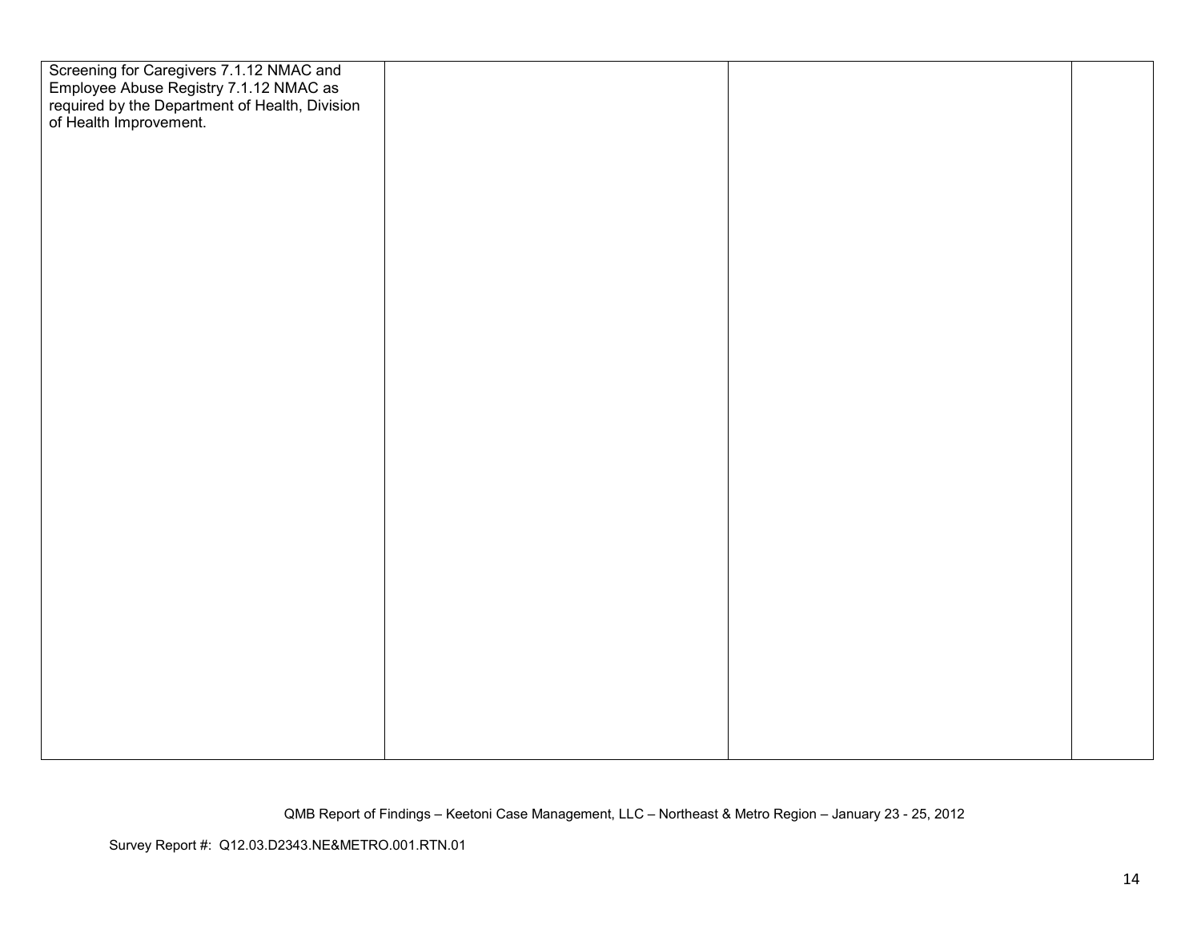| | | | |
|---|---|---|---|
| Screening for Caregivers 7.1.12 NMAC and Employee Abuse Registry 7.1.12 NMAC as required by the Department of Health, Division of Health Improvement. | | | |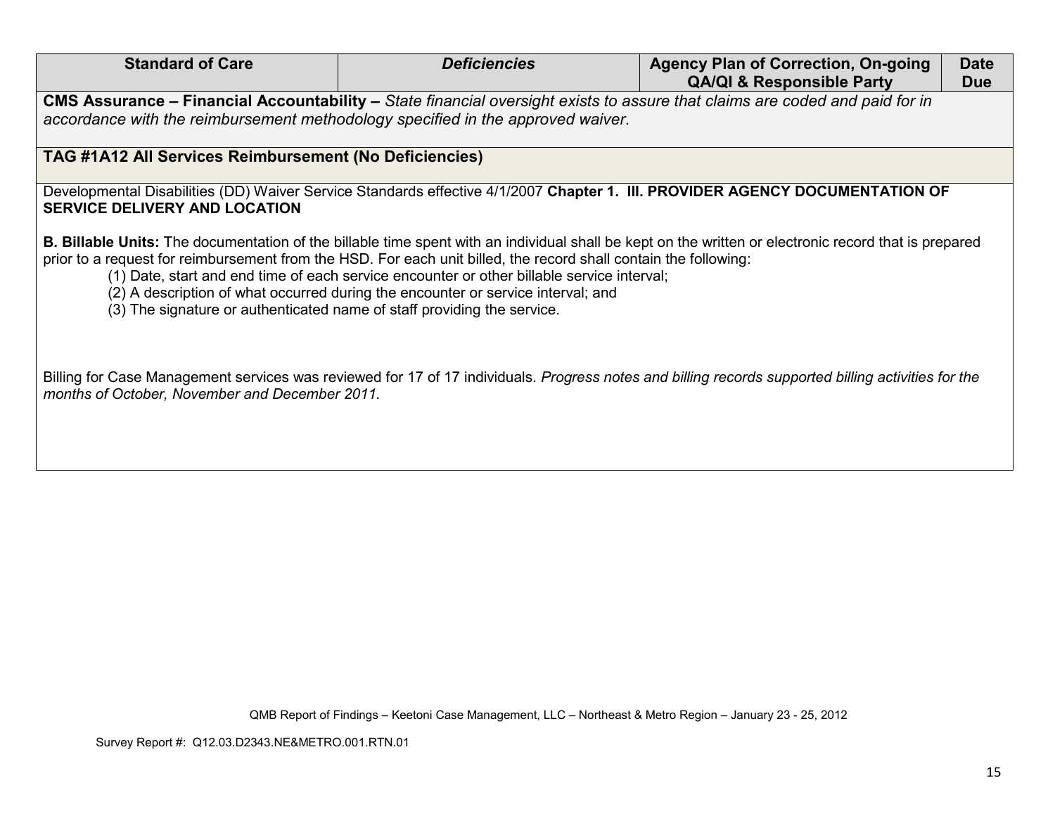| Standard of Care | *Deficiencies* | Agency Plan of Correction, On-going QA/QI & Responsible Party | Date Due |
| --- | --- | --- | --- |

**CMS Assurance – Financial Accountability –** *State financial oversight exists to assure that claims are coded and paid for in accordance with the reimbursement methodology specified in the approved waiver*.

**TAG #1A12 All Services Reimbursement (No Deficiencies)**

Developmental Disabilities (DD) Waiver Service Standards effective 4/1/2007 **Chapter 1. III. PROVIDER AGENCY DOCUMENTATION OF SERVICE DELIVERY AND LOCATION**

**B. Billable Units:** The documentation of the billable time spent with an individual shall be kept on the written or electronic record that is prepared prior to a request for reimbursement from the HSD. For each unit billed, the record shall contain the following:

(1) Date, start and end time of each service encounter or other billable service interval;
(2) A description of what occurred during the encounter or service interval; and
(3) The signature or authenticated name of staff providing the service.

Billing for Case Management services was reviewed for 17 of 17 individuals. *Progress notes and billing records supported billing activities for the months of October, November and December 2011.*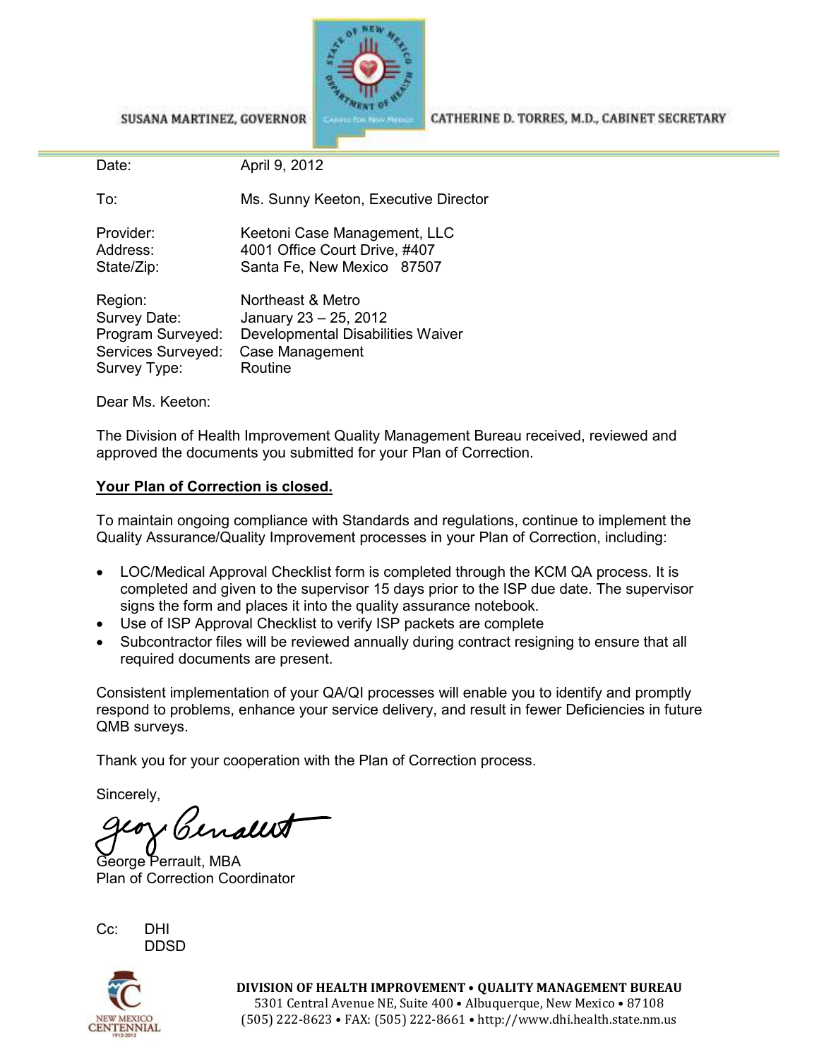SUSANA MARTINEZ, GOVERNOR CATHERINE D. TORRES, M.D., CABINET SECRETARY

| | |
|---|---|
| Date: | April 9, 2012 |
| To: | Ms. Sunny Keeton, Executive Director |
| Provider: | Keetoni Case Management, LLC |
| Address: | 4001 Office Court Drive, #407 |
| State/Zip: | Santa Fe, New Mexico 87507 |
| Region: | Northeast & Metro |
| Survey Date: | January 23 – 25, 2012 |
| Program Surveyed: | Developmental Disabilities Waiver |
| Services Surveyed: | Case Management |
| Survey Type: | Routine |

Dear Ms. Keeton:

The Division of Health Improvement Quality Management Bureau received, reviewed and approved the documents you submitted for your Plan of Correction.

**Your Plan of Correction is closed.**

To maintain ongoing compliance with Standards and regulations, continue to implement the Quality Assurance/Quality Improvement processes in your Plan of Correction, including:

- LOC/Medical Approval Checklist form is completed through the KCM QA process. It is completed and given to the supervisor 15 days prior to the ISP due date. The supervisor signs the form and places it into the quality assurance notebook.
- Use of ISP Approval Checklist to verify ISP packets are complete
- Subcontractor files will be reviewed annually during contract resigning to ensure that all required documents are present.

Consistent implementation of your QA/QI processes will enable you to identify and promptly respond to problems, enhance your service delivery, and result in fewer Deficiencies in future QMB surveys.

Thank you for your cooperation with the Plan of Correction process.

Sincerely,

George Perrault, MBA
Plan of Correction Coordinator

Cc: DHI
DDSD

**DIVISION OF HEALTH IMPROVEMENT • QUALITY MANAGEMENT BUREAU**
5301 Central Avenue NE, Suite 400 • Albuquerque, New Mexico • 87108
(505) 222-8623 • FAX: (505) 222-8661 • http://www.dhi.health.state.nm.us